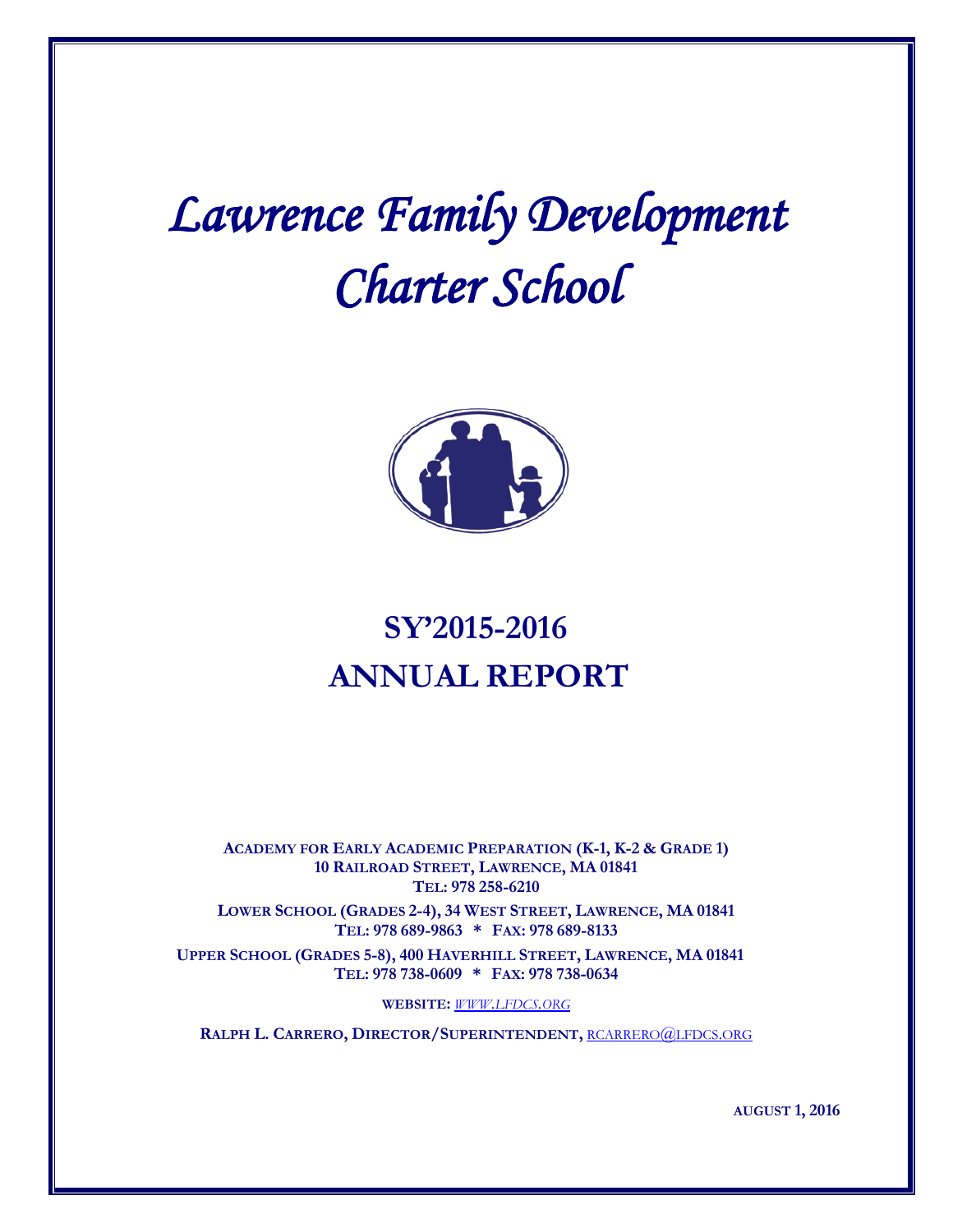# *Lawrence Family Development Charter School*

# SY'2015-2016 ANNUAL REPORT

**ACADEMY FOR EARLY ACADEMIC PREPARATION (K-1, K-2 & GRADE 1)**
**10 RAILROAD STREET, LAWRENCE, MA 01841**
**TEL: 978 258-6210**

**LOWER SCHOOL (GRADES 2-4), 34 WEST STREET, LAWRENCE, MA 01841**
**TEL: 978 689-9863 * FAX: 978 689-8133**

**UPPER SCHOOL (GRADES 5-8), 400 HAVERHILL STREET, LAWRENCE, MA 01841**
**TEL: 978 738-0609 * FAX: 978 738-0634**

**WEBSITE:** WWW.LFDCS.ORG

**RALPH L. CARRERO, DIRECTOR/SUPERINTENDENT,** RCARRERO@LFDCS.ORG

**AUGUST 1, 2016**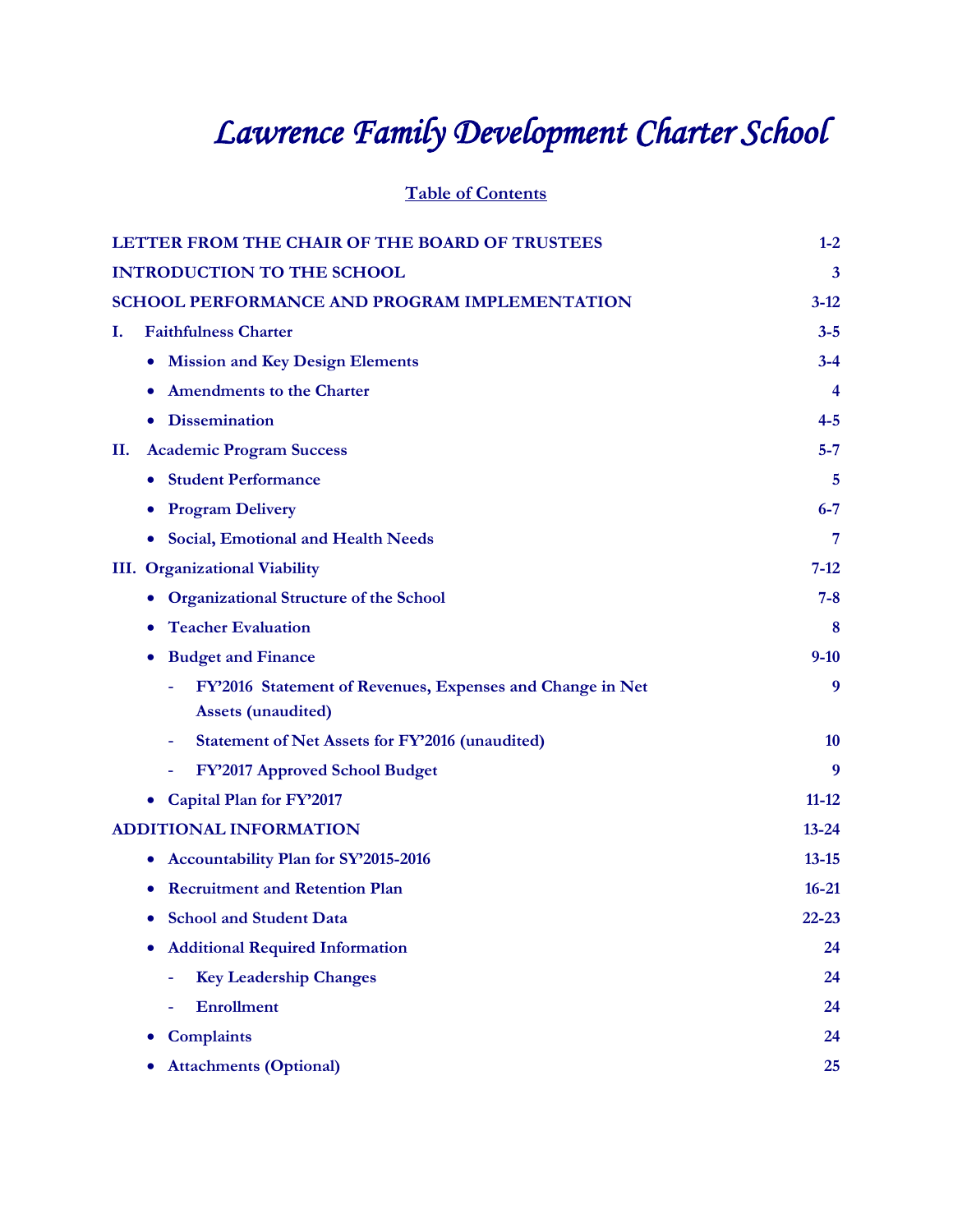# *Lawrence Family Development Charter School*

## Table of Contents

| | |
|---|---|
| **LETTER FROM THE CHAIR OF THE BOARD OF TRUSTEES** | **1-2** |
| **INTRODUCTION TO THE SCHOOL** | **3** |
| **SCHOOL PERFORMANCE AND PROGRAM IMPLEMENTATION** | **3-12** |
| **I. Faithfulness Charter** | **3-5** |
| • **Mission and Key Design Elements** | **3-4** |
| • **Amendments to the Charter** | **4** |
| • **Dissemination** | **4-5** |
| **II. Academic Program Success** | **5-7** |
| • **Student Performance** | **5** |
| • **Program Delivery** | **6-7** |
| • **Social, Emotional and Health Needs** | **7** |
| **III. Organizational Viability** | **7-12** |
| • **Organizational Structure of the School** | **7-8** |
| • **Teacher Evaluation** | **8** |
| • **Budget and Finance** | **9-10** |
| - **FY'2016 Statement of Revenues, Expenses and Change in Net Assets (unaudited)** | **9** |
| - **Statement of Net Assets for FY'2016 (unaudited)** | **10** |
| - **FY'2017 Approved School Budget** | **9** |
| • **Capital Plan for FY'2017** | **11-12** |
| **ADDITIONAL INFORMATION** | **13-24** |
| • **Accountability Plan for SY'2015-2016** | **13-15** |
| • **Recruitment and Retention Plan** | **16-21** |
| • **School and Student Data** | **22-23** |
| • **Additional Required Information** | **24** |
| - **Key Leadership Changes** | **24** |
| - **Enrollment** | **24** |
| • **Complaints** | **24** |
| • **Attachments (Optional)** | **25** |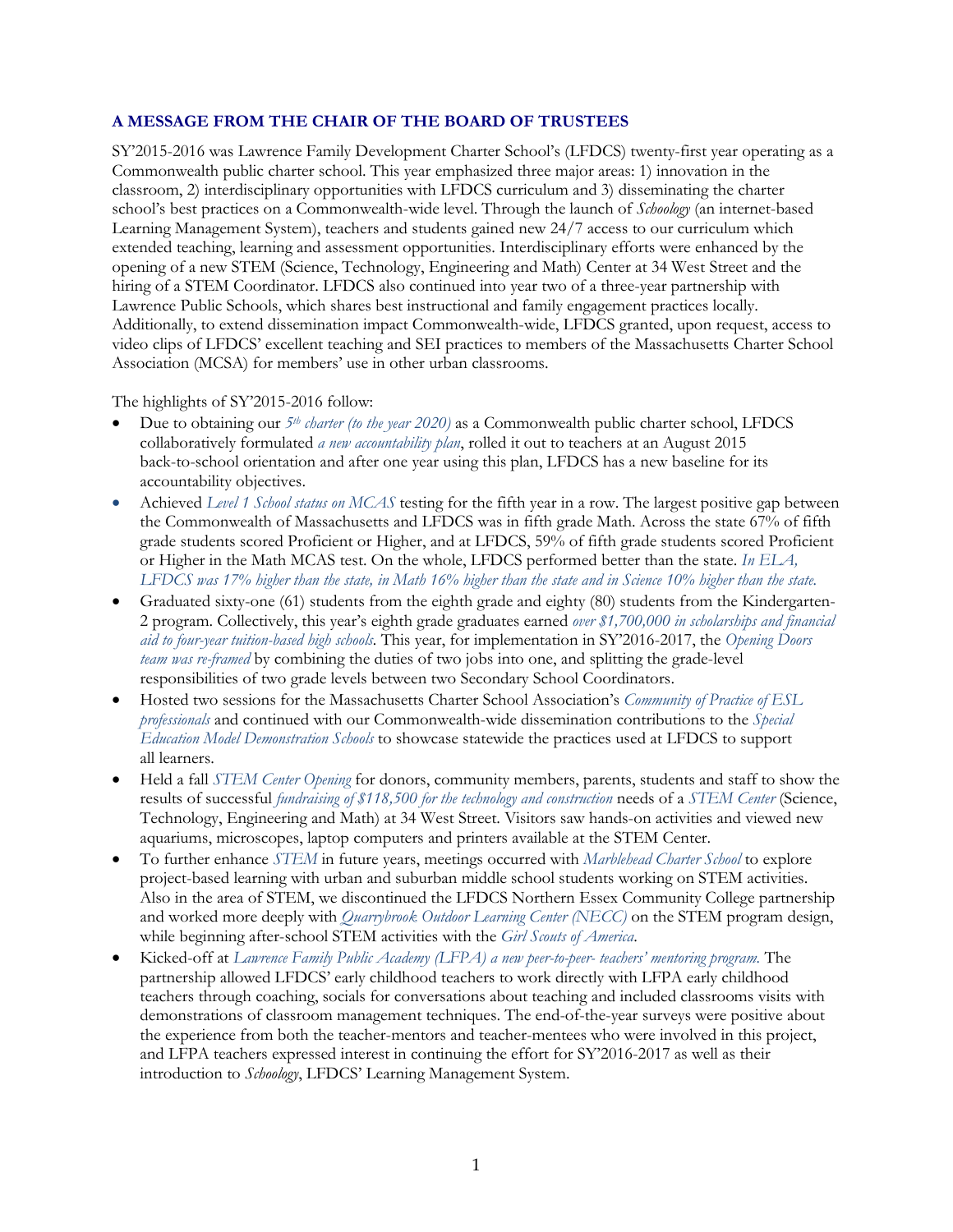## A MESSAGE FROM THE CHAIR OF THE BOARD OF TRUSTEES

SY'2015-2016 was Lawrence Family Development Charter School's (LFDCS) twenty-first year operating as a Commonwealth public charter school. This year emphasized three major areas: 1) innovation in the classroom, 2) interdisciplinary opportunities with LFDCS curriculum and 3) disseminating the charter school's best practices on a Commonwealth-wide level. Through the launch of *Schoology* (an internet-based Learning Management System), teachers and students gained new 24/7 access to our curriculum which extended teaching, learning and assessment opportunities. Interdisciplinary efforts were enhanced by the opening of a new STEM (Science, Technology, Engineering and Math) Center at 34 West Street and the hiring of a STEM Coordinator. LFDCS also continued into year two of a three-year partnership with Lawrence Public Schools, which shares best instructional and family engagement practices locally. Additionally, to extend dissemination impact Commonwealth-wide, LFDCS granted, upon request, access to video clips of LFDCS' excellent teaching and SEI practices to members of the Massachusetts Charter School Association (MCSA) for members' use in other urban classrooms.

The highlights of SY'2015-2016 follow:

- Due to obtaining our *5th charter (to the year 2020)* as a Commonwealth public charter school, LFDCS collaboratively formulated *a new accountability plan*, rolled it out to teachers at an August 2015 back-to-school orientation and after one year using this plan, LFDCS has a new baseline for its accountability objectives.
- Achieved *Level 1 School status on MCAS* testing for the fifth year in a row. The largest positive gap between the Commonwealth of Massachusetts and LFDCS was in fifth grade Math. Across the state 67% of fifth grade students scored Proficient or Higher, and at LFDCS, 59% of fifth grade students scored Proficient or Higher in the Math MCAS test. On the whole, LFDCS performed better than the state. *In ELA, LFDCS was 17% higher than the state, in Math 16% higher than the state and in Science 10% higher than the state.*
- Graduated sixty-one (61) students from the eighth grade and eighty (80) students from the Kindergarten-2 program. Collectively, this year's eighth grade graduates earned *over $1,700,000 in scholarships and financial aid to four-year tuition-based high schools*. This year, for implementation in SY'2016-2017, the *Opening Doors team was re-framed* by combining the duties of two jobs into one, and splitting the grade-level responsibilities of two grade levels between two Secondary School Coordinators.
- Hosted two sessions for the Massachusetts Charter School Association's *Community of Practice of ESL professionals* and continued with our Commonwealth-wide dissemination contributions to the *Special Education Model Demonstration Schools* to showcase statewide the practices used at LFDCS to support all learners.
- Held a fall *STEM Center Opening* for donors, community members, parents, students and staff to show the results of successful *fundraising of $118,500 for the technology and construction* needs of a *STEM Center* (Science, Technology, Engineering and Math) at 34 West Street. Visitors saw hands-on activities and viewed new aquariums, microscopes, laptop computers and printers available at the STEM Center.
- To further enhance *STEM* in future years, meetings occurred with *Marblehead Charter School* to explore project-based learning with urban and suburban middle school students working on STEM activities. Also in the area of STEM, we discontinued the LFDCS Northern Essex Community College partnership and worked more deeply with *Quarrybrook Outdoor Learning Center (NECC)* on the STEM program design, while beginning after-school STEM activities with the *Girl Scouts of America*.
- Kicked-off at *Lawrence Family Public Academy (LFPA) a new peer-to-peer- teachers' mentoring program.* The partnership allowed LFDCS' early childhood teachers to work directly with LFPA early childhood teachers through coaching, socials for conversations about teaching and included classrooms visits with demonstrations of classroom management techniques. The end-of-the-year surveys were positive about the experience from both the teacher-mentors and teacher-mentees who were involved in this project, and LFPA teachers expressed interest in continuing the effort for SY'2016-2017 as well as their introduction to *Schoology*, LFDCS' Learning Management System.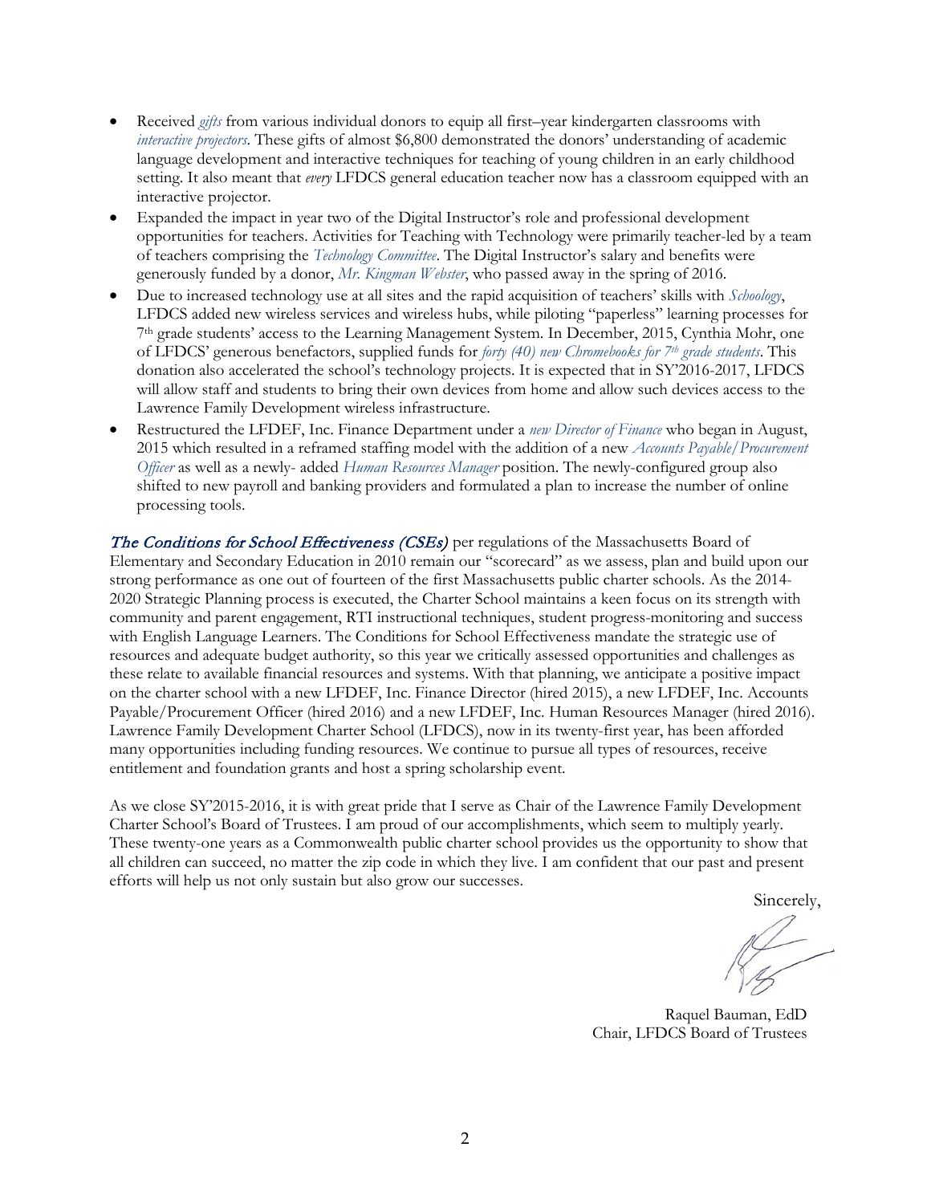- Received *gifts* from various individual donors to equip all first–year kindergarten classrooms with *interactive projectors*. These gifts of almost $6,800 demonstrated the donors' understanding of academic language development and interactive techniques for teaching of young children in an early childhood setting. It also meant that *every* LFDCS general education teacher now has a classroom equipped with an interactive projector.
- Expanded the impact in year two of the Digital Instructor's role and professional development opportunities for teachers. Activities for Teaching with Technology were primarily teacher-led by a team of teachers comprising the *Technology Committee*. The Digital Instructor's salary and benefits were generously funded by a donor, *Mr. Kingman Webster*, who passed away in the spring of 2016.
- Due to increased technology use at all sites and the rapid acquisition of teachers' skills with *Schoology*, LFDCS added new wireless services and wireless hubs, while piloting "paperless" learning processes for 7th grade students' access to the Learning Management System. In December, 2015, Cynthia Mohr, one of LFDCS' generous benefactors, supplied funds for *forty (40) new Chromebooks for 7th grade students*. This donation also accelerated the school's technology projects. It is expected that in SY'2016-2017, LFDCS will allow staff and students to bring their own devices from home and allow such devices access to the Lawrence Family Development wireless infrastructure.
- Restructured the LFDEF, Inc. Finance Department under a *new Director of Finance* who began in August, 2015 which resulted in a reframed staffing model with the addition of a new *Accounts Payable/Procurement Officer* as well as a newly- added *Human Resources Manager* position. The newly-configured group also shifted to new payroll and banking providers and formulated a plan to increase the number of online processing tools.

*The Conditions for School Effectiveness (CSEs)* per regulations of the Massachusetts Board of Elementary and Secondary Education in 2010 remain our "scorecard" as we assess, plan and build upon our strong performance as one out of fourteen of the first Massachusetts public charter schools. As the 2014-2020 Strategic Planning process is executed, the Charter School maintains a keen focus on its strength with community and parent engagement, RTI instructional techniques, student progress-monitoring and success with English Language Learners. The Conditions for School Effectiveness mandate the strategic use of resources and adequate budget authority, so this year we critically assessed opportunities and challenges as these relate to available financial resources and systems. With that planning, we anticipate a positive impact on the charter school with a new LFDEF, Inc. Finance Director (hired 2015), a new LFDEF, Inc. Accounts Payable/Procurement Officer (hired 2016) and a new LFDEF, Inc. Human Resources Manager (hired 2016). Lawrence Family Development Charter School (LFDCS), now in its twenty-first year, has been afforded many opportunities including funding resources. We continue to pursue all types of resources, receive entitlement and foundation grants and host a spring scholarship event.

As we close SY'2015-2016, it is with great pride that I serve as Chair of the Lawrence Family Development Charter School's Board of Trustees. I am proud of our accomplishments, which seem to multiply yearly. These twenty-one years as a Commonwealth public charter school provides us the opportunity to show that all children can succeed, no matter the zip code in which they live. I am confident that our past and present efforts will help us not only sustain but also grow our successes.

Sincerely,

Raquel Bauman, EdD
Chair, LFDCS Board of Trustees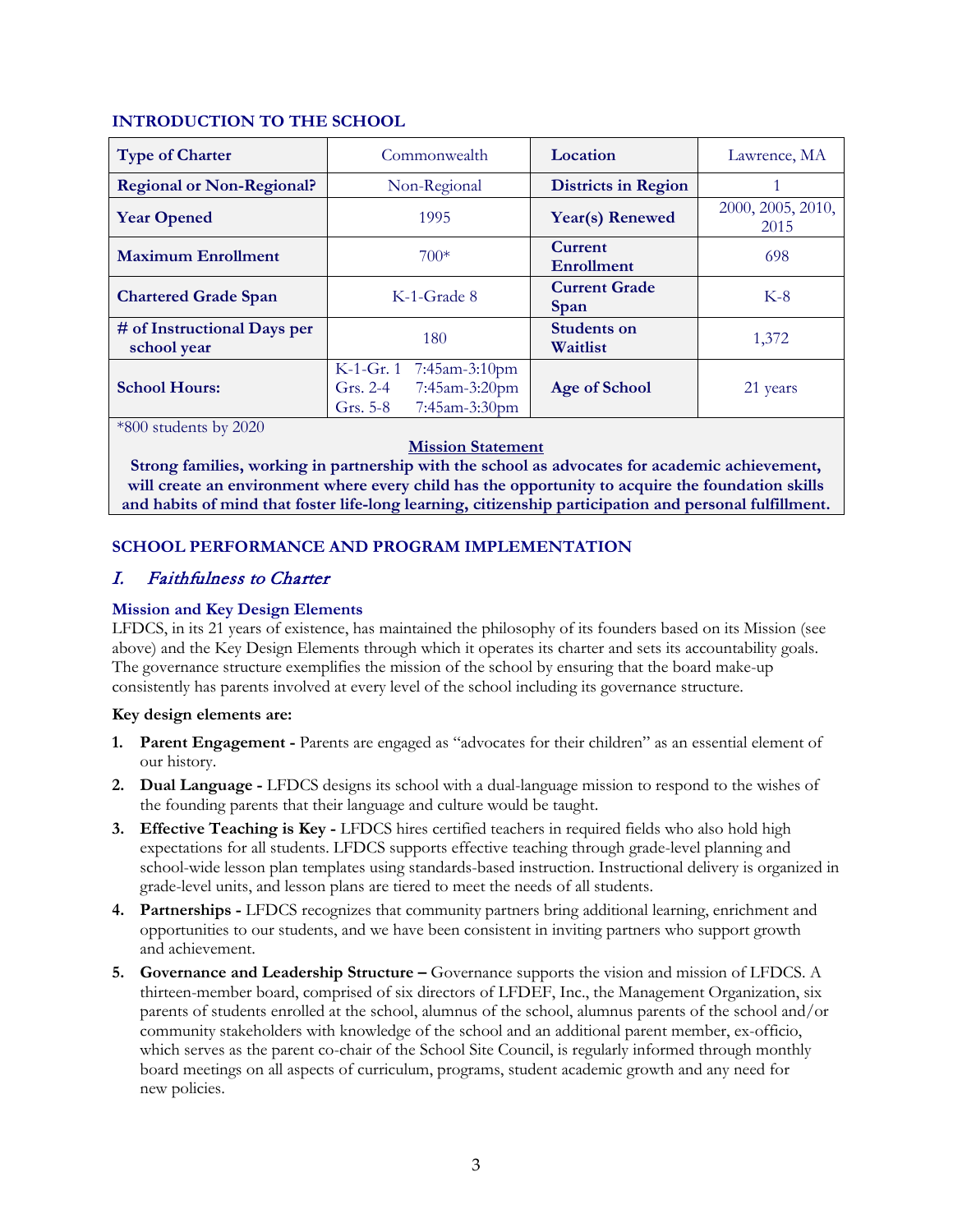## INTRODUCTION TO THE SCHOOL

| Type of Charter | Commonwealth | Location | Lawrence, MA |
|---|---|---|---|
| Regional or Non-Regional? | Non-Regional | Districts in Region | 1 |
| Year Opened | 1995 | Year(s) Renewed | 2000, 2005, 2010, 2015 |
| Maximum Enrollment | 700* | Current Enrollment | 698 |
| Chartered Grade Span | K-1-Grade 8 | Current Grade Span | K-8 |
| # of Instructional Days per school year | 180 | Students on Waitlist | 1,372 |
| School Hours: | K-1-Gr. 1 7:45am-3:10pm<br>Grs. 2-4 7:45am-3:20pm<br>Grs. 5-8 7:45am-3:30pm | Age of School | 21 years |

*800 students by 2020

**Mission Statement**

**Strong families, working in partnership with the school as advocates for academic achievement, will create an environment where every child has the opportunity to acquire the foundation skills and habits of mind that foster life-long learning, citizenship participation and personal fulfillment.**

## SCHOOL PERFORMANCE AND PROGRAM IMPLEMENTATION

### *I. Faithfulness to Charter*

#### Mission and Key Design Elements

LFDCS, in its 21 years of existence, has maintained the philosophy of its founders based on its Mission (see above) and the Key Design Elements through which it operates its charter and sets its accountability goals. The governance structure exemplifies the mission of the school by ensuring that the board make-up consistently has parents involved at every level of the school including its governance structure.

**Key design elements are:**

1. **Parent Engagement -** Parents are engaged as "advocates for their children" as an essential element of our history.
2. **Dual Language -** LFDCS designs its school with a dual-language mission to respond to the wishes of the founding parents that their language and culture would be taught.
3. **Effective Teaching is Key -** LFDCS hires certified teachers in required fields who also hold high expectations for all students. LFDCS supports effective teaching through grade-level planning and school-wide lesson plan templates using standards-based instruction. Instructional delivery is organized in grade-level units, and lesson plans are tiered to meet the needs of all students.
4. **Partnerships -** LFDCS recognizes that community partners bring additional learning, enrichment and opportunities to our students, and we have been consistent in inviting partners who support growth and achievement.
5. **Governance and Leadership Structure –** Governance supports the vision and mission of LFDCS. A thirteen-member board, comprised of six directors of LFDEF, Inc., the Management Organization, six parents of students enrolled at the school, alumnus of the school, alumnus parents of the school and/or community stakeholders with knowledge of the school and an additional parent member, ex-officio, which serves as the parent co-chair of the School Site Council, is regularly informed through monthly board meetings on all aspects of curriculum, programs, student academic growth and any need for new policies.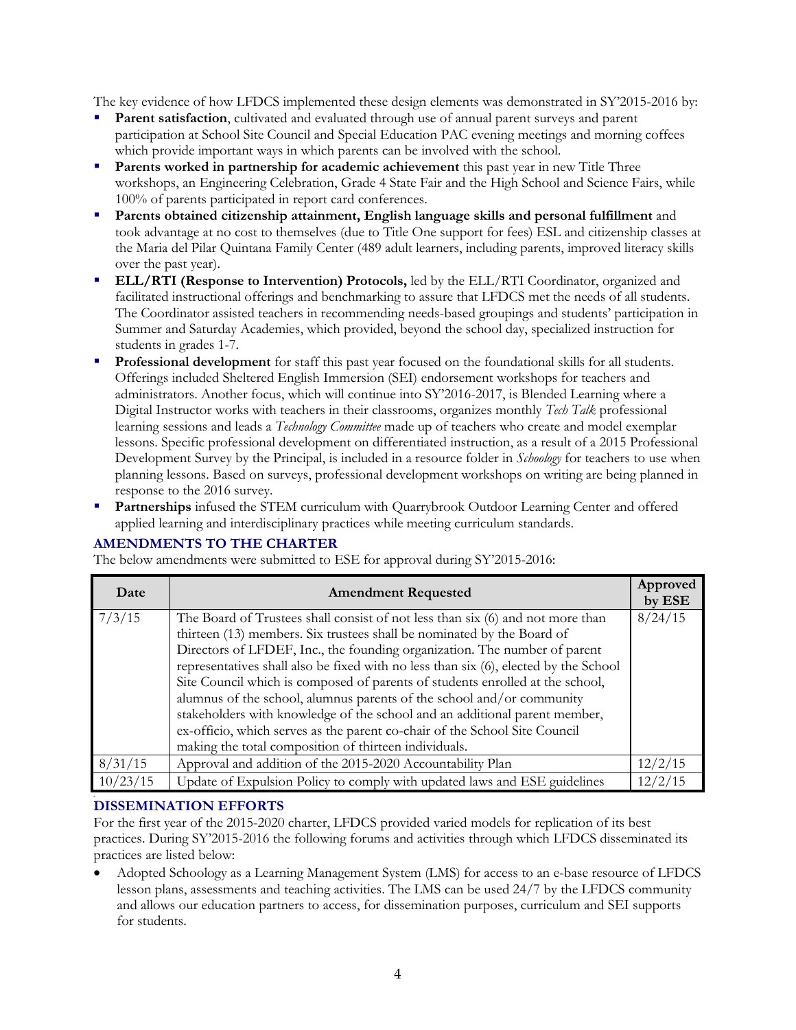The key evidence of how LFDCS implemented these design elements was demonstrated in SY'2015-2016 by:

- **Parent satisfaction**, cultivated and evaluated through use of annual parent surveys and parent participation at School Site Council and Special Education PAC evening meetings and morning coffees which provide important ways in which parents can be involved with the school.
- **Parents worked in partnership for academic achievement** this past year in new Title Three workshops, an Engineering Celebration, Grade 4 State Fair and the High School and Science Fairs, while 100% of parents participated in report card conferences.
- **Parents obtained citizenship attainment, English language skills and personal fulfillment** and took advantage at no cost to themselves (due to Title One support for fees) ESL and citizenship classes at the Maria del Pilar Quintana Family Center (489 adult learners, including parents, improved literacy skills over the past year).
- **ELL/RTI (Response to Intervention) Protocols,** led by the ELL/RTI Coordinator, organized and facilitated instructional offerings and benchmarking to assure that LFDCS met the needs of all students. The Coordinator assisted teachers in recommending needs-based groupings and students' participation in Summer and Saturday Academies, which provided, beyond the school day, specialized instruction for students in grades 1-7.
- **Professional development** for staff this past year focused on the foundational skills for all students. Offerings included Sheltered English Immersion (SEI) endorsement workshops for teachers and administrators. Another focus, which will continue into SY'2016-2017, is Blended Learning where a Digital Instructor works with teachers in their classrooms, organizes monthly *Tech Talk* professional learning sessions and leads a *Technology Committee* made up of teachers who create and model exemplar lessons. Specific professional development on differentiated instruction, as a result of a 2015 Professional Development Survey by the Principal, is included in a resource folder in *Schoology* for teachers to use when planning lessons. Based on surveys, professional development workshops on writing are being planned in response to the 2016 survey.
- **Partnerships** infused the STEM curriculum with Quarrybrook Outdoor Learning Center and offered applied learning and interdisciplinary practices while meeting curriculum standards.

## AMENDMENTS TO THE CHARTER

The below amendments were submitted to ESE for approval during SY'2015-2016:

| Date | Amendment Requested | Approved by ESE |
|---|---|---|
| 7/3/15 | The Board of Trustees shall consist of not less than six (6) and not more than thirteen (13) members. Six trustees shall be nominated by the Board of Directors of LFDEF, Inc., the founding organization. The number of parent representatives shall also be fixed with no less than six (6), elected by the School Site Council which is composed of parents of students enrolled at the school, alumnus of the school, alumnus parents of the school and/or community stakeholders with knowledge of the school and an additional parent member, ex-officio, which serves as the parent co-chair of the School Site Council making the total composition of thirteen individuals. | 8/24/15 |
| 8/31/15 | Approval and addition of the 2015-2020 Accountability Plan | 12/2/15 |
| 10/23/15 | Update of Expulsion Policy to comply with updated laws and ESE guidelines | 12/2/15 |

## DISSEMINATION EFFORTS

For the first year of the 2015-2020 charter, LFDCS provided varied models for replication of its best practices. During SY'2015-2016 the following forums and activities through which LFDCS disseminated its practices are listed below:

- Adopted Schoology as a Learning Management System (LMS) for access to an e-base resource of LFDCS lesson plans, assessments and teaching activities. The LMS can be used 24/7 by the LFDCS community and allows our education partners to access, for dissemination purposes, curriculum and SEI supports for students.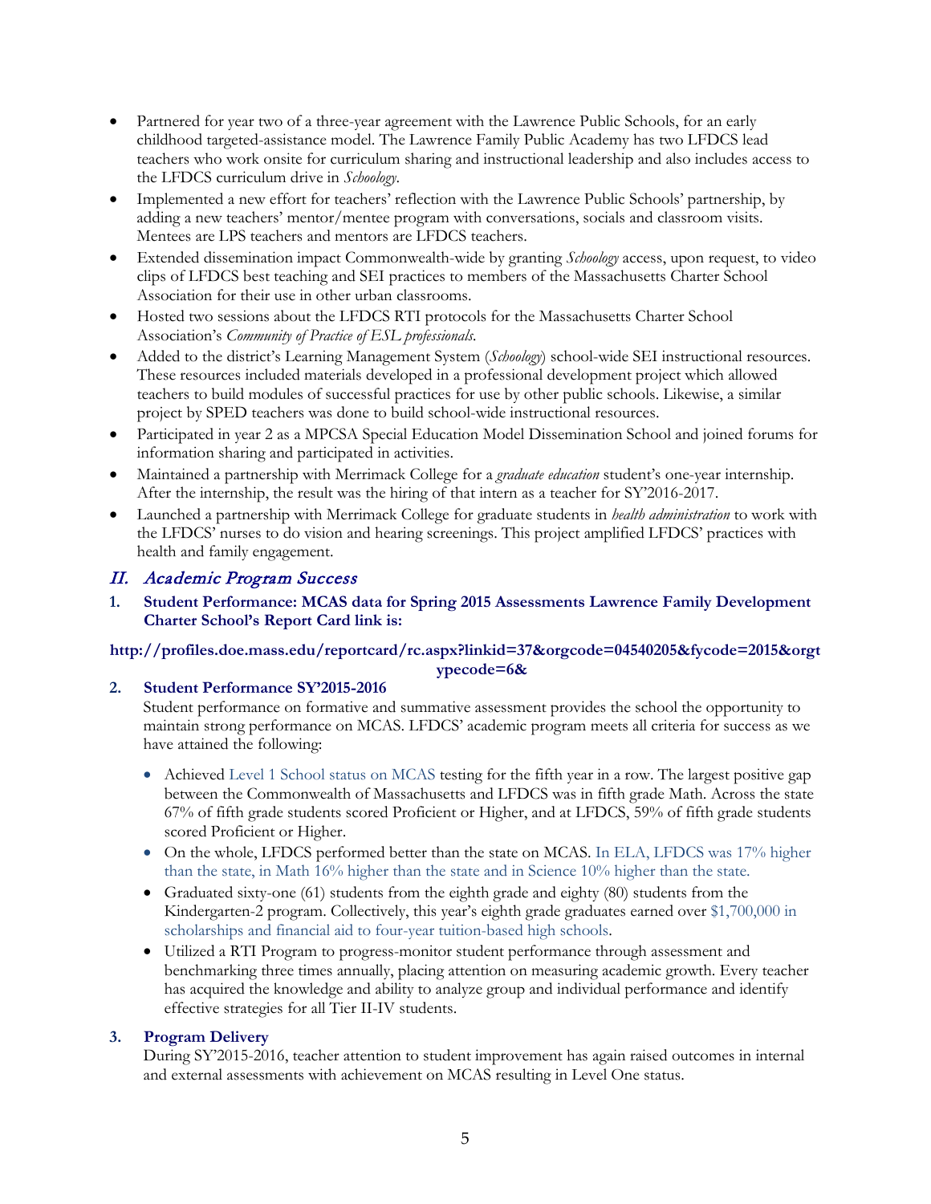- Partnered for year two of a three-year agreement with the Lawrence Public Schools, for an early childhood targeted-assistance model. The Lawrence Family Public Academy has two LFDCS lead teachers who work onsite for curriculum sharing and instructional leadership and also includes access to the LFDCS curriculum drive in *Schoology*.
- Implemented a new effort for teachers' reflection with the Lawrence Public Schools' partnership, by adding a new teachers' mentor/mentee program with conversations, socials and classroom visits. Mentees are LPS teachers and mentors are LFDCS teachers.
- Extended dissemination impact Commonwealth-wide by granting *Schoology* access, upon request, to video clips of LFDCS best teaching and SEI practices to members of the Massachusetts Charter School Association for their use in other urban classrooms.
- Hosted two sessions about the LFDCS RTI protocols for the Massachusetts Charter School Association's *Community of Practice of ESL professionals*.
- Added to the district's Learning Management System (*Schoology*) school-wide SEI instructional resources. These resources included materials developed in a professional development project which allowed teachers to build modules of successful practices for use by other public schools. Likewise, a similar project by SPED teachers was done to build school-wide instructional resources.
- Participated in year 2 as a MPCSA Special Education Model Dissemination School and joined forums for information sharing and participated in activities.
- Maintained a partnership with Merrimack College for a *graduate education* student's one-year internship. After the internship, the result was the hiring of that intern as a teacher for SY'2016-2017.
- Launched a partnership with Merrimack College for graduate students in *health administration* to work with the LFDCS' nurses to do vision and hearing screenings. This project amplified LFDCS' practices with health and family engagement.

## *II. Academic Program Success*

**1. Student Performance: MCAS data for Spring 2015 Assessments Lawrence Family Development Charter School's Report Card link is:**

**http://profiles.doe.mass.edu/reportcard/rc.aspx?linkid=37&orgcode=04540205&fycode=2015&orgtypecode=6&**

**2. Student Performance SY'2015-2016**

Student performance on formative and summative assessment provides the school the opportunity to maintain strong performance on MCAS. LFDCS' academic program meets all criteria for success as we have attained the following:

- Achieved Level 1 School status on MCAS testing for the fifth year in a row. The largest positive gap between the Commonwealth of Massachusetts and LFDCS was in fifth grade Math. Across the state 67% of fifth grade students scored Proficient or Higher, and at LFDCS, 59% of fifth grade students scored Proficient or Higher.
- On the whole, LFDCS performed better than the state on MCAS. In ELA, LFDCS was 17% higher than the state, in Math 16% higher than the state and in Science 10% higher than the state.
- Graduated sixty-one (61) students from the eighth grade and eighty (80) students from the Kindergarten-2 program. Collectively, this year's eighth grade graduates earned over $1,700,000 in scholarships and financial aid to four-year tuition-based high schools.
- Utilized a RTI Program to progress-monitor student performance through assessment and benchmarking three times annually, placing attention on measuring academic growth. Every teacher has acquired the knowledge and ability to analyze group and individual performance and identify effective strategies for all Tier II-IV students.

**3. Program Delivery**

During SY'2015-2016, teacher attention to student improvement has again raised outcomes in internal and external assessments with achievement on MCAS resulting in Level One status.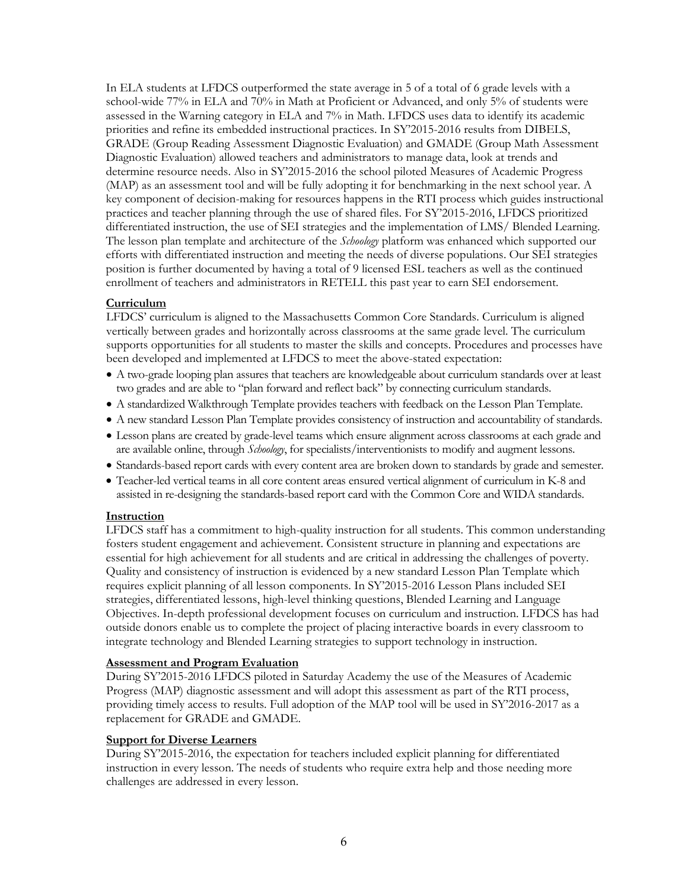In ELA students at LFDCS outperformed the state average in 5 of a total of 6 grade levels with a school-wide 77% in ELA and 70% in Math at Proficient or Advanced, and only 5% of students were assessed in the Warning category in ELA and 7% in Math. LFDCS uses data to identify its academic priorities and refine its embedded instructional practices. In SY'2015-2016 results from DIBELS, GRADE (Group Reading Assessment Diagnostic Evaluation) and GMADE (Group Math Assessment Diagnostic Evaluation) allowed teachers and administrators to manage data, look at trends and determine resource needs. Also in SY'2015-2016 the school piloted Measures of Academic Progress (MAP) as an assessment tool and will be fully adopting it for benchmarking in the next school year. A key component of decision-making for resources happens in the RTI process which guides instructional practices and teacher planning through the use of shared files. For SY'2015-2016, LFDCS prioritized differentiated instruction, the use of SEI strategies and the implementation of LMS/ Blended Learning. The lesson plan template and architecture of the *Schoology* platform was enhanced which supported our efforts with differentiated instruction and meeting the needs of diverse populations. Our SEI strategies position is further documented by having a total of 9 licensed ESL teachers as well as the continued enrollment of teachers and administrators in RETELL this past year to earn SEI endorsement.

**Curriculum**

LFDCS' curriculum is aligned to the Massachusetts Common Core Standards. Curriculum is aligned vertically between grades and horizontally across classrooms at the same grade level. The curriculum supports opportunities for all students to master the skills and concepts. Procedures and processes have been developed and implemented at LFDCS to meet the above-stated expectation:

- A two-grade looping plan assures that teachers are knowledgeable about curriculum standards over at least two grades and are able to "plan forward and reflect back" by connecting curriculum standards.
- A standardized Walkthrough Template provides teachers with feedback on the Lesson Plan Template.
- A new standard Lesson Plan Template provides consistency of instruction and accountability of standards.
- Lesson plans are created by grade-level teams which ensure alignment across classrooms at each grade and are available online, through *Schoology*, for specialists/interventionists to modify and augment lessons.
- Standards-based report cards with every content area are broken down to standards by grade and semester.
- Teacher-led vertical teams in all core content areas ensured vertical alignment of curriculum in K-8 and assisted in re-designing the standards-based report card with the Common Core and WIDA standards.

**Instruction**

LFDCS staff has a commitment to high-quality instruction for all students. This common understanding fosters student engagement and achievement. Consistent structure in planning and expectations are essential for high achievement for all students and are critical in addressing the challenges of poverty. Quality and consistency of instruction is evidenced by a new standard Lesson Plan Template which requires explicit planning of all lesson components. In SY'2015-2016 Lesson Plans included SEI strategies, differentiated lessons, high-level thinking questions, Blended Learning and Language Objectives. In-depth professional development focuses on curriculum and instruction. LFDCS has had outside donors enable us to complete the project of placing interactive boards in every classroom to integrate technology and Blended Learning strategies to support technology in instruction.

**Assessment and Program Evaluation**

During SY'2015-2016 LFDCS piloted in Saturday Academy the use of the Measures of Academic Progress (MAP) diagnostic assessment and will adopt this assessment as part of the RTI process, providing timely access to results. Full adoption of the MAP tool will be used in SY'2016-2017 as a replacement for GRADE and GMADE.

**Support for Diverse Learners**

During SY'2015-2016, the expectation for teachers included explicit planning for differentiated instruction in every lesson. The needs of students who require extra help and those needing more challenges are addressed in every lesson.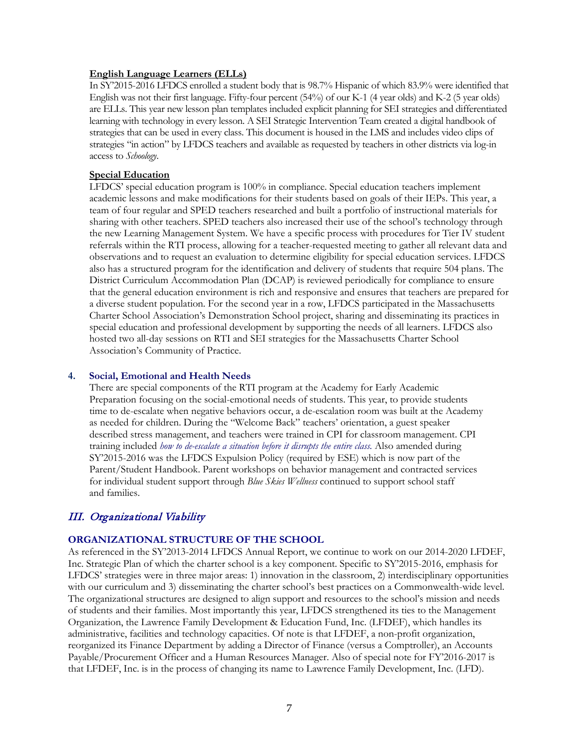**English Language Learners (ELLs)**

In SY'2015-2016 LFDCS enrolled a student body that is 98.7% Hispanic of which 83.9% were identified that English was not their first language. Fifty-four percent (54%) of our K-1 (4 year olds) and K-2 (5 year olds) are ELLs. This year new lesson plan templates included explicit planning for SEI strategies and differentiated learning with technology in every lesson. A SEI Strategic Intervention Team created a digital handbook of strategies that can be used in every class. This document is housed in the LMS and includes video clips of strategies "in action" by LFDCS teachers and available as requested by teachers in other districts via log-in access to *Schoology*.

**Special Education**

LFDCS' special education program is 100% in compliance. Special education teachers implement academic lessons and make modifications for their students based on goals of their IEPs. This year, a team of four regular and SPED teachers researched and built a portfolio of instructional materials for sharing with other teachers. SPED teachers also increased their use of the school's technology through the new Learning Management System. We have a specific process with procedures for Tier IV student referrals within the RTI process, allowing for a teacher-requested meeting to gather all relevant data and observations and to request an evaluation to determine eligibility for special education services. LFDCS also has a structured program for the identification and delivery of students that require 504 plans. The District Curriculum Accommodation Plan (DCAP) is reviewed periodically for compliance to ensure that the general education environment is rich and responsive and ensures that teachers are prepared for a diverse student population. For the second year in a row, LFDCS participated in the Massachusetts Charter School Association's Demonstration School project, sharing and disseminating its practices in special education and professional development by supporting the needs of all learners. LFDCS also hosted two all-day sessions on RTI and SEI strategies for the Massachusetts Charter School Association's Community of Practice.

### 4. Social, Emotional and Health Needs

There are special components of the RTI program at the Academy for Early Academic Preparation focusing on the social-emotional needs of students. This year, to provide students time to de-escalate when negative behaviors occur, a de-escalation room was built at the Academy as needed for children. During the "Welcome Back" teachers' orientation, a guest speaker described stress management, and teachers were trained in CPI for classroom management. CPI training included *how to de-escalate a situation before it disrupts the entire class.* Also amended during SY'2015-2016 was the LFDCS Expulsion Policy (required by ESE) which is now part of the Parent/Student Handbook. Parent workshops on behavior management and contracted services for individual student support through *Blue Skies Wellness* continued to support school staff and families.

## *III. Organizational Viability*

### ORGANIZATIONAL STRUCTURE OF THE SCHOOL

As referenced in the SY'2013-2014 LFDCS Annual Report, we continue to work on our 2014-2020 LFDEF, Inc. Strategic Plan of which the charter school is a key component. Specific to SY'2015-2016, emphasis for LFDCS' strategies were in three major areas: 1) innovation in the classroom, 2) interdisciplinary opportunities with our curriculum and 3) disseminating the charter school's best practices on a Commonwealth-wide level. The organizational structures are designed to align support and resources to the school's mission and needs of students and their families. Most importantly this year, LFDCS strengthened its ties to the Management Organization, the Lawrence Family Development & Education Fund, Inc. (LFDEF), which handles its administrative, facilities and technology capacities. Of note is that LFDEF, a non-profit organization, reorganized its Finance Department by adding a Director of Finance (versus a Comptroller), an Accounts Payable/Procurement Officer and a Human Resources Manager. Also of special note for FY'2016-2017 is that LFDEF, Inc. is in the process of changing its name to Lawrence Family Development, Inc. (LFD).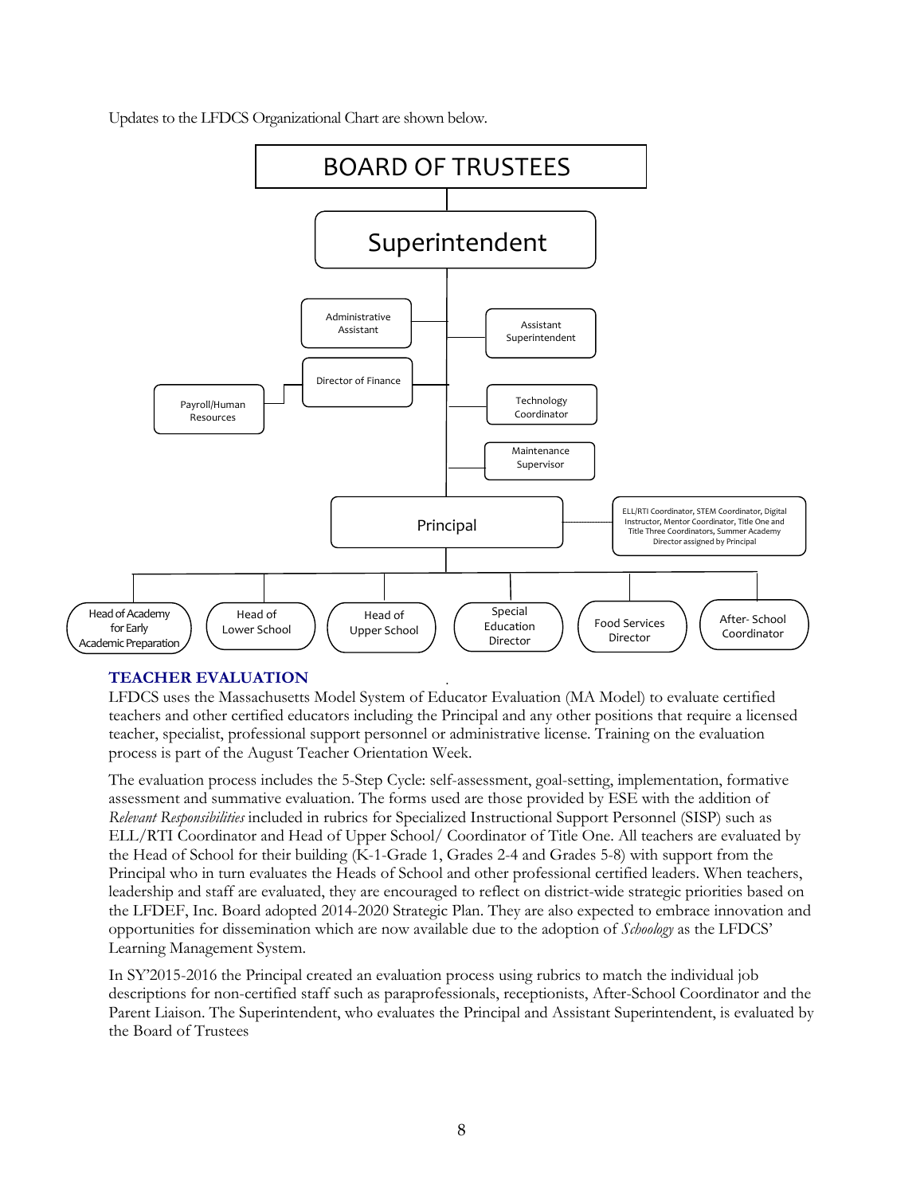Updates to the LFDCS Organizational Chart are shown below.

BOARD OF TRUSTEES

Superintendent

Administrative Assistant

Assistant Superintendent

Director of Finance

Payroll/Human Resources

Technology Coordinator

Maintenance Supervisor

Principal

ELL/RTI Coordinator, STEM Coordinator, Digital Instructor, Mentor Coordinator, Title One and Title Three Coordinators, Summer Academy Director assigned by Principal

Head of Academy for Early Academic Preparation

Head of Lower School

Head of Upper School

Special Education Director

Food Services Director

After- School Coordinator

## TEACHER EVALUATION

LFDCS uses the Massachusetts Model System of Educator Evaluation (MA Model) to evaluate certified teachers and other certified educators including the Principal and any other positions that require a licensed teacher, specialist, professional support personnel or administrative license. Training on the evaluation process is part of the August Teacher Orientation Week.

The evaluation process includes the 5-Step Cycle: self-assessment, goal-setting, implementation, formative assessment and summative evaluation. The forms used are those provided by ESE with the addition of *Relevant Responsibilities* included in rubrics for Specialized Instructional Support Personnel (SISP) such as ELL/RTI Coordinator and Head of Upper School/ Coordinator of Title One. All teachers are evaluated by the Head of School for their building (K-1-Grade 1, Grades 2-4 and Grades 5-8) with support from the Principal who in turn evaluates the Heads of School and other professional certified leaders. When teachers, leadership and staff are evaluated, they are encouraged to reflect on district-wide strategic priorities based on the LFDEF, Inc. Board adopted 2014-2020 Strategic Plan. They are also expected to embrace innovation and opportunities for dissemination which are now available due to the adoption of *Schoology* as the LFDCS' Learning Management System.

In SY'2015-2016 the Principal created an evaluation process using rubrics to match the individual job descriptions for non-certified staff such as paraprofessionals, receptionists, After-School Coordinator and the Parent Liaison. The Superintendent, who evaluates the Principal and Assistant Superintendent, is evaluated by the Board of Trustees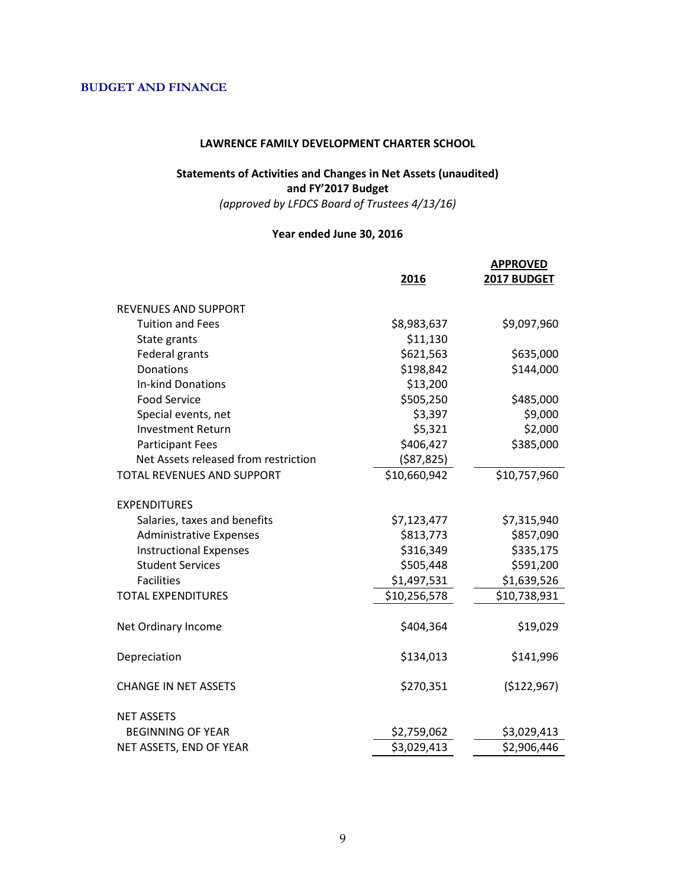## BUDGET AND FINANCE

**LAWRENCE FAMILY DEVELOPMENT CHARTER SCHOOL**

**Statements of Activities and Changes in Net Assets (unaudited)**
**and FY'2017 Budget**
*(approved by LFDCS Board of Trustees 4/13/16)*

**Year ended June 30, 2016**

| | 2016 | APPROVED 2017 BUDGET |
|---|---|---|
| REVENUES AND SUPPORT | | |
| Tuition and Fees | $8,983,637 | $9,097,960 |
| State grants | $11,130 | |
| Federal grants | $621,563 | $635,000 |
| Donations | $198,842 | $144,000 |
| In-kind Donations | $13,200 | |
| Food Service | $505,250 | $485,000 |
| Special events, net | $3,397 | $9,000 |
| Investment Return | $5,321 | $2,000 |
| Participant Fees | $406,427 | $385,000 |
| Net Assets released from restriction | ($87,825) | |
| TOTAL REVENUES AND SUPPORT | $10,660,942 | $10,757,960 |
| EXPENDITURES | | |
| Salaries, taxes and benefits | $7,123,477 | $7,315,940 |
| Administrative Expenses | $813,773 | $857,090 |
| Instructional Expenses | $316,349 | $335,175 |
| Student Services | $505,448 | $591,200 |
| Facilities | $1,497,531 | $1,639,526 |
| TOTAL EXPENDITURES | $10,256,578 | $10,738,931 |
| Net Ordinary Income | $404,364 | $19,029 |
| Depreciation | $134,013 | $141,996 |
| CHANGE IN NET ASSETS | $270,351 | ($122,967) |
| NET ASSETS | | |
| BEGINNING OF YEAR | $2,759,062 | $3,029,413 |
| NET ASSETS, END OF YEAR | $3,029,413 | $2,906,446 |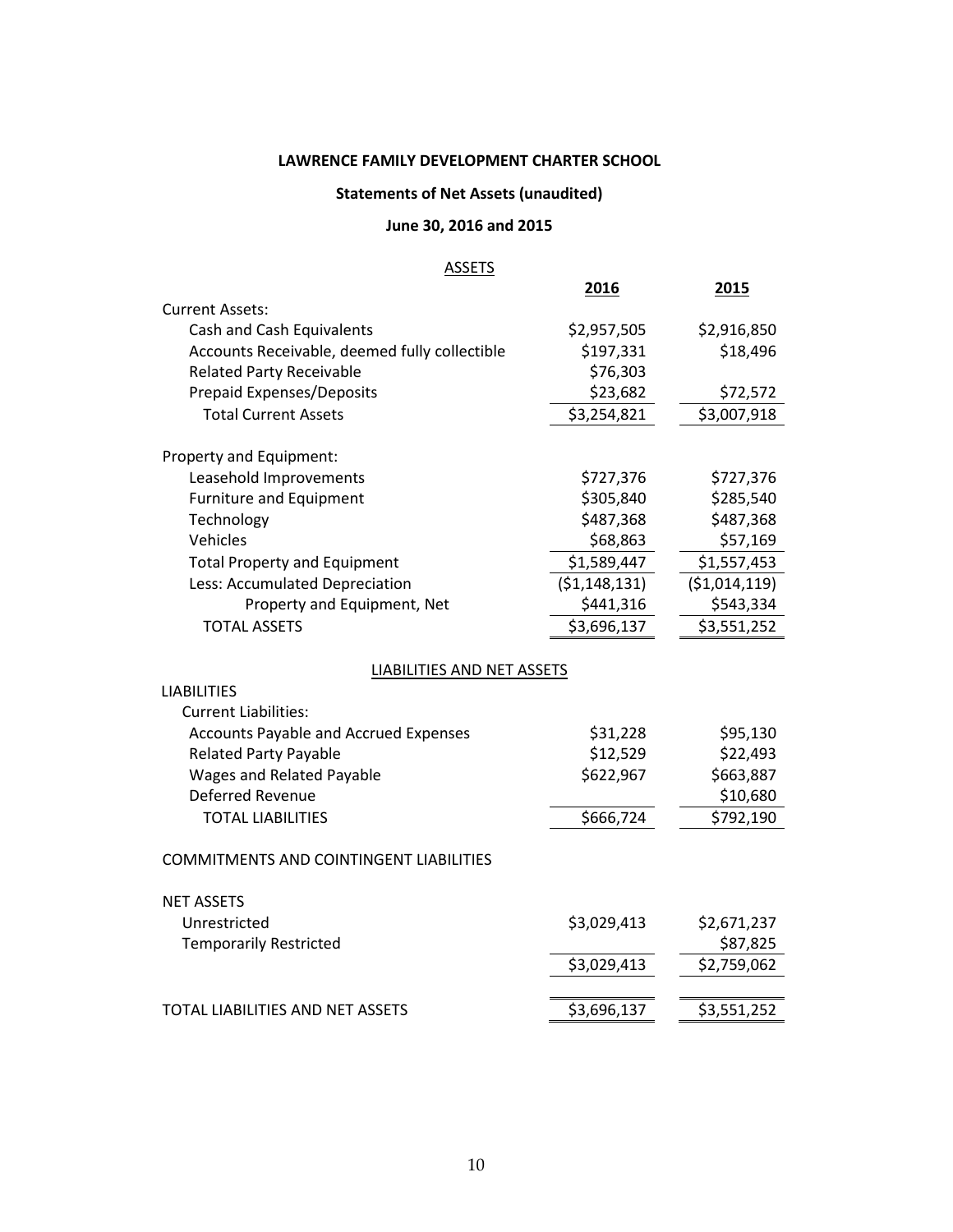**LAWRENCE FAMILY DEVELOPMENT CHARTER SCHOOL**

**Statements of Net Assets (unaudited)**

**June 30, 2016 and 2015**

| ASSETS | **2016** | **2015** |
|---|---|---|
| Current Assets: | | |
| Cash and Cash Equivalents | $2,957,505 | $2,916,850 |
| Accounts Receivable, deemed fully collectible | $197,331 | $18,496 |
| Related Party Receivable | $76,303 | |
| Prepaid Expenses/Deposits | $23,682 | $72,572 |
| Total Current Assets | $3,254,821 | $3,007,918 |
| | | |
| Property and Equipment: | | |
| Leasehold Improvements | $727,376 | $727,376 |
| Furniture and Equipment | $305,840 | $285,540 |
| Technology | $487,368 | $487,368 |
| Vehicles | $68,863 | $57,169 |
| Total Property and Equipment | $1,589,447 | $1,557,453 |
| Less: Accumulated Depreciation | ($1,148,131) | ($1,014,119) |
| Property and Equipment, Net | $441,316 | $543,334 |
| TOTAL ASSETS | $3,696,137 | $3,551,252 |
| | | |
| LIABILITIES AND NET ASSETS | | |
| LIABILITIES | | |
| Current Liabilities: | | |
| Accounts Payable and Accrued Expenses | $31,228 | $95,130 |
| Related Party Payable | $12,529 | $22,493 |
| Wages and Related Payable | $622,967 | $663,887 |
| Deferred Revenue | | $10,680 |
| TOTAL LIABILITIES | $666,724 | $792,190 |
| | | |
| COMMITMENTS AND COINTINGENT LIABILITIES | | |
| | | |
| NET ASSETS | | |
| Unrestricted | $3,029,413 | $2,671,237 |
| Temporarily Restricted | | $87,825 |
| | $3,029,413 | $2,759,062 |
| | | |
| TOTAL LIABILITIES AND NET ASSETS | $3,696,137 | $3,551,252 |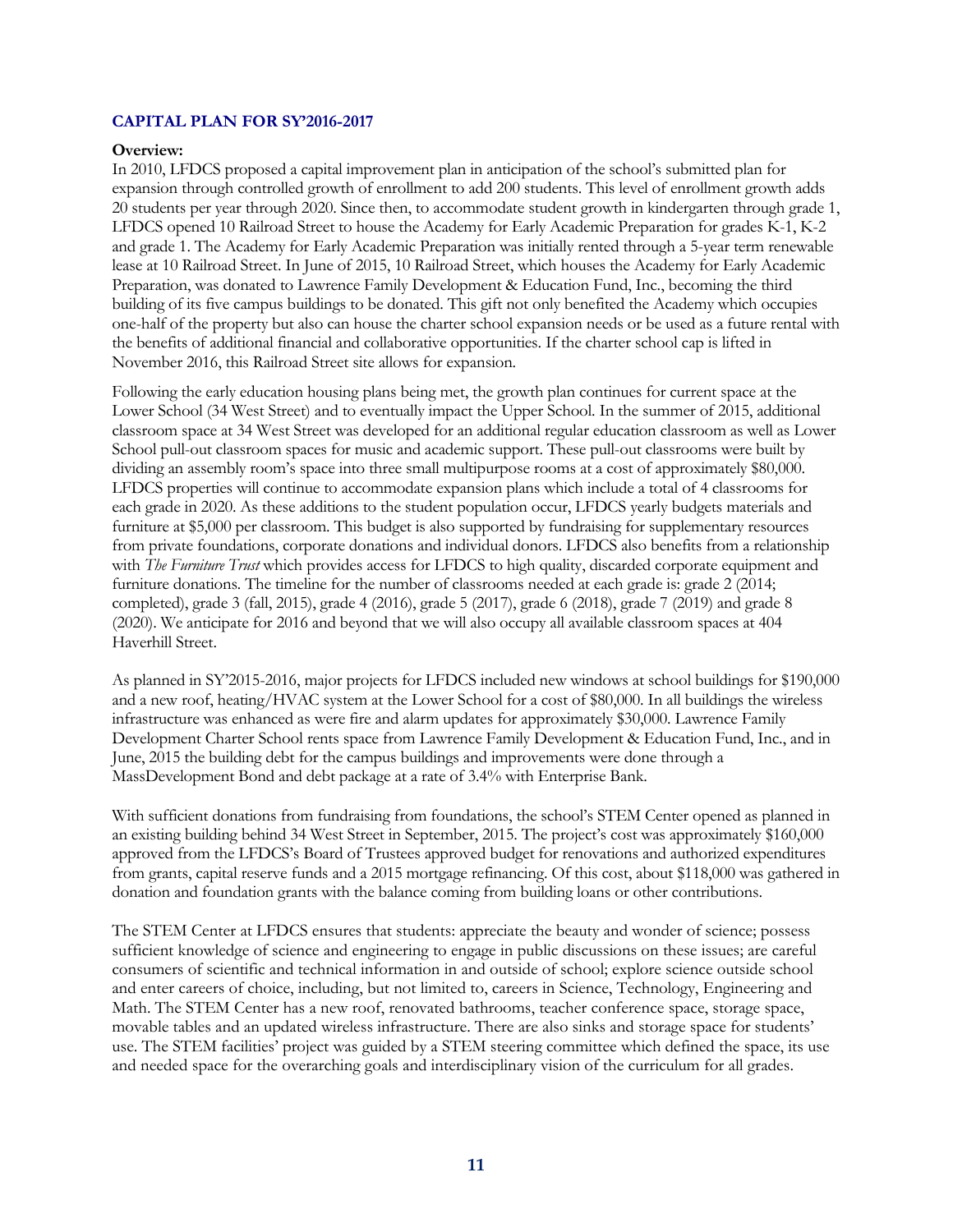## CAPITAL PLAN FOR SY'2016-2017

**Overview:**
In 2010, LFDCS proposed a capital improvement plan in anticipation of the school's submitted plan for expansion through controlled growth of enrollment to add 200 students. This level of enrollment growth adds 20 students per year through 2020. Since then, to accommodate student growth in kindergarten through grade 1, LFDCS opened 10 Railroad Street to house the Academy for Early Academic Preparation for grades K-1, K-2 and grade 1. The Academy for Early Academic Preparation was initially rented through a 5-year term renewable lease at 10 Railroad Street. In June of 2015, 10 Railroad Street, which houses the Academy for Early Academic Preparation, was donated to Lawrence Family Development & Education Fund, Inc., becoming the third building of its five campus buildings to be donated. This gift not only benefited the Academy which occupies one-half of the property but also can house the charter school expansion needs or be used as a future rental with the benefits of additional financial and collaborative opportunities. If the charter school cap is lifted in November 2016, this Railroad Street site allows for expansion.

Following the early education housing plans being met, the growth plan continues for current space at the Lower School (34 West Street) and to eventually impact the Upper School. In the summer of 2015, additional classroom space at 34 West Street was developed for an additional regular education classroom as well as Lower School pull-out classroom spaces for music and academic support. These pull-out classrooms were built by dividing an assembly room's space into three small multipurpose rooms at a cost of approximately $80,000. LFDCS properties will continue to accommodate expansion plans which include a total of 4 classrooms for each grade in 2020. As these additions to the student population occur, LFDCS yearly budgets materials and furniture at $5,000 per classroom. This budget is also supported by fundraising for supplementary resources from private foundations, corporate donations and individual donors. LFDCS also benefits from a relationship with *The Furniture Trust* which provides access for LFDCS to high quality, discarded corporate equipment and furniture donations. The timeline for the number of classrooms needed at each grade is: grade 2 (2014; completed), grade 3 (fall, 2015), grade 4 (2016), grade 5 (2017), grade 6 (2018), grade 7 (2019) and grade 8 (2020). We anticipate for 2016 and beyond that we will also occupy all available classroom spaces at 404 Haverhill Street.

As planned in SY'2015-2016, major projects for LFDCS included new windows at school buildings for $190,000 and a new roof, heating/HVAC system at the Lower School for a cost of $80,000. In all buildings the wireless infrastructure was enhanced as were fire and alarm updates for approximately $30,000. Lawrence Family Development Charter School rents space from Lawrence Family Development & Education Fund, Inc., and in June, 2015 the building debt for the campus buildings and improvements were done through a MassDevelopment Bond and debt package at a rate of 3.4% with Enterprise Bank.

With sufficient donations from fundraising from foundations, the school's STEM Center opened as planned in an existing building behind 34 West Street in September, 2015. The project's cost was approximately $160,000 approved from the LFDCS's Board of Trustees approved budget for renovations and authorized expenditures from grants, capital reserve funds and a 2015 mortgage refinancing. Of this cost, about $118,000 was gathered in donation and foundation grants with the balance coming from building loans or other contributions.

The STEM Center at LFDCS ensures that students: appreciate the beauty and wonder of science; possess sufficient knowledge of science and engineering to engage in public discussions on these issues; are careful consumers of scientific and technical information in and outside of school; explore science outside school and enter careers of choice, including, but not limited to, careers in Science, Technology, Engineering and Math. The STEM Center has a new roof, renovated bathrooms, teacher conference space, storage space, movable tables and an updated wireless infrastructure. There are also sinks and storage space for students' use. The STEM facilities' project was guided by a STEM steering committee which defined the space, its use and needed space for the overarching goals and interdisciplinary vision of the curriculum for all grades.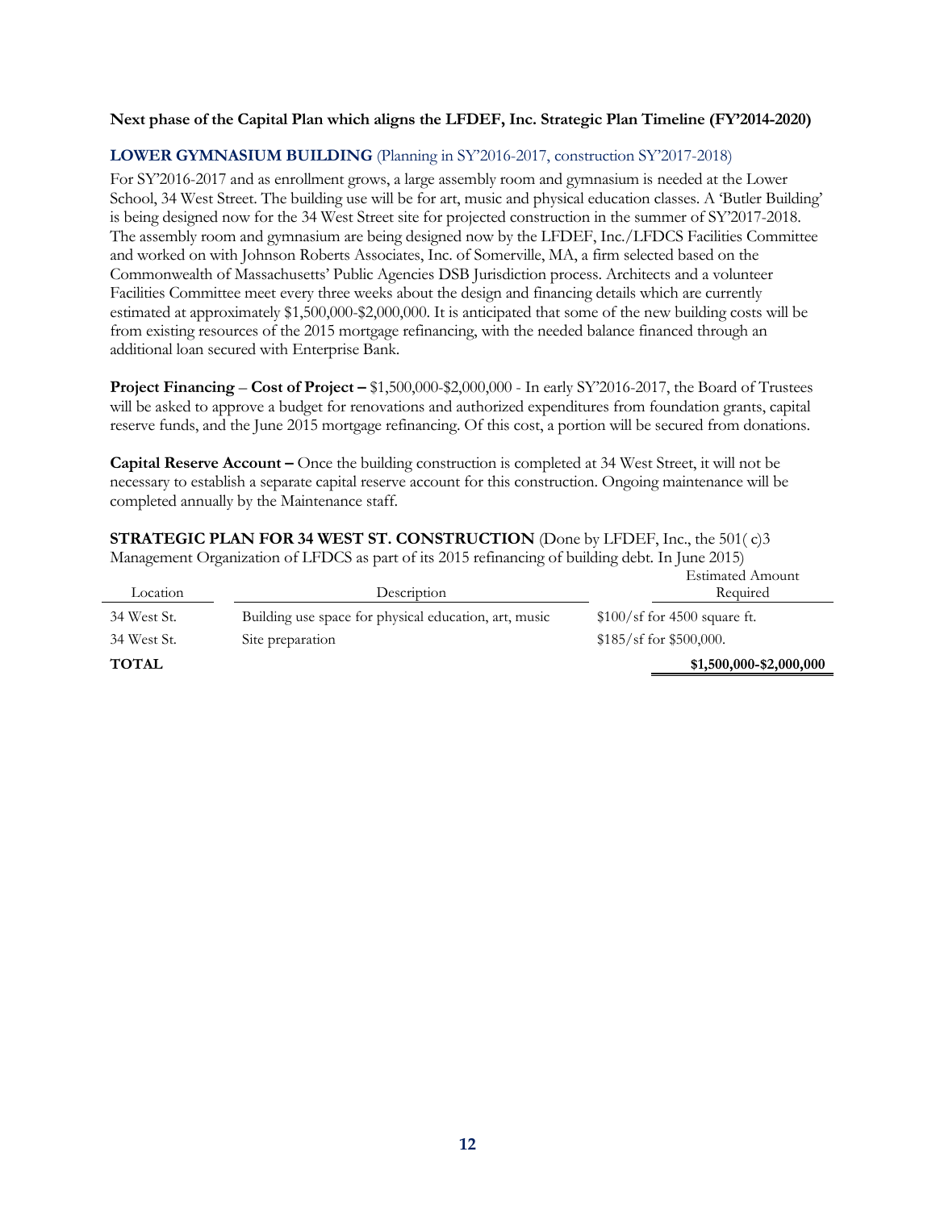**Next phase of the Capital Plan which aligns the LFDEF, Inc. Strategic Plan Timeline (FY'2014-2020)**

## LOWER GYMNASIUM BUILDING (Planning in SY'2016-2017, construction SY'2017-2018)

For SY'2016-2017 and as enrollment grows, a large assembly room and gymnasium is needed at the Lower School, 34 West Street. The building use will be for art, music and physical education classes. A 'Butler Building' is being designed now for the 34 West Street site for projected construction in the summer of SY'2017-2018. The assembly room and gymnasium are being designed now by the LFDEF, Inc./LFDCS Facilities Committee and worked on with Johnson Roberts Associates, Inc. of Somerville, MA, a firm selected based on the Commonwealth of Massachusetts' Public Agencies DSB Jurisdiction process. Architects and a volunteer Facilities Committee meet every three weeks about the design and financing details which are currently estimated at approximately $1,500,000-$2,000,000. It is anticipated that some of the new building costs will be from existing resources of the 2015 mortgage refinancing, with the needed balance financed through an additional loan secured with Enterprise Bank.

**Project Financing** – **Cost of Project –** $1,500,000-$2,000,000 - In early SY'2016-2017, the Board of Trustees will be asked to approve a budget for renovations and authorized expenditures from foundation grants, capital reserve funds, and the June 2015 mortgage refinancing. Of this cost, a portion will be secured from donations.

**Capital Reserve Account –** Once the building construction is completed at 34 West Street, it will not be necessary to establish a separate capital reserve account for this construction. Ongoing maintenance will be completed annually by the Maintenance staff.

**STRATEGIC PLAN FOR 34 WEST ST. CONSTRUCTION** (Done by LFDEF, Inc., the 501( c)3 Management Organization of LFDCS as part of its 2015 refinancing of building debt. In June 2015)

| Location | Description | Estimated Amount Required |
|---|---|---|
| 34 West St. | Building use space for physical education, art, music | $100/sf for 4500 square ft. |
| 34 West St. | Site preparation | $185/sf for $500,000. |
| **TOTAL** | | **$1,500,000-$2,000,000** |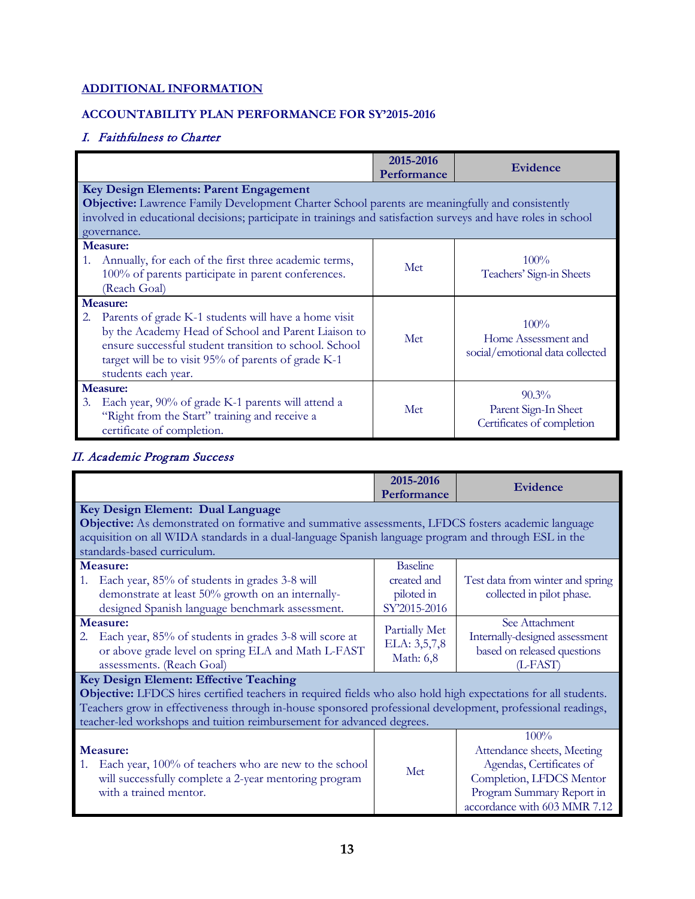## ADDITIONAL INFORMATION

### ACCOUNTABILITY PLAN PERFORMANCE FOR SY'2015-2016

### *I. Faithfulness to Charter*

| | 2015-2016 Performance | Evidence |
|---|---|---|
| **Key Design Elements: Parent Engagement**<br>**Objective:** Lawrence Family Development Charter School parents are meaningfully and consistently involved in educational decisions; participate in trainings and satisfaction surveys and have roles in school governance. | | |
| **Measure:**<br>1. Annually, for each of the first three academic terms, 100% of parents participate in parent conferences. (Reach Goal) | Met | 100%<br>Teachers' Sign-in Sheets |
| **Measure:**<br>2. Parents of grade K-1 students will have a home visit by the Academy Head of School and Parent Liaison to ensure successful student transition to school. School target will be to visit 95% of parents of grade K-1 students each year. | Met | 100%<br>Home Assessment and social/emotional data collected |
| **Measure:**<br>3. Each year, 90% of grade K-1 parents will attend a "Right from the Start" training and receive a certificate of completion. | Met | 90.3%<br>Parent Sign-In Sheet<br>Certificates of completion |

### *II. Academic Program Success*

| | 2015-2016 Performance | Evidence |
|---|---|---|
| **Key Design Element: Dual Language**<br>**Objective:** As demonstrated on formative and summative assessments, LFDCS fosters academic language acquisition on all WIDA standards in a dual-language Spanish language program and through ESL in the standards-based curriculum. | | |
| **Measure:**<br>1. Each year, 85% of students in grades 3-8 will demonstrate at least 50% growth on an internally-designed Spanish language benchmark assessment. | Baseline created and piloted in SY'2015-2016 | Test data from winter and spring collected in pilot phase. |
| **Measure:**<br>2. Each year, 85% of students in grades 3-8 will score at or above grade level on spring ELA and Math L-FAST assessments. (Reach Goal) | Partially Met<br>ELA: 3,5,7,8<br>Math: 6,8 | See Attachment<br>Internally-designed assessment based on released questions (L-FAST) |
| **Key Design Element: Effective Teaching**<br>**Objective:** LFDCS hires certified teachers in required fields who also hold high expectations for all students. Teachers grow in effectiveness through in-house sponsored professional development, professional readings, teacher-led workshops and tuition reimbursement for advanced degrees. | | |
| **Measure:**<br>1. Each year, 100% of teachers who are new to the school will successfully complete a 2-year mentoring program with a trained mentor. | Met | 100%<br>Attendance sheets, Meeting Agendas, Certificates of Completion, LFDCS Mentor Program Summary Report in accordance with 603 MMR 7.12 |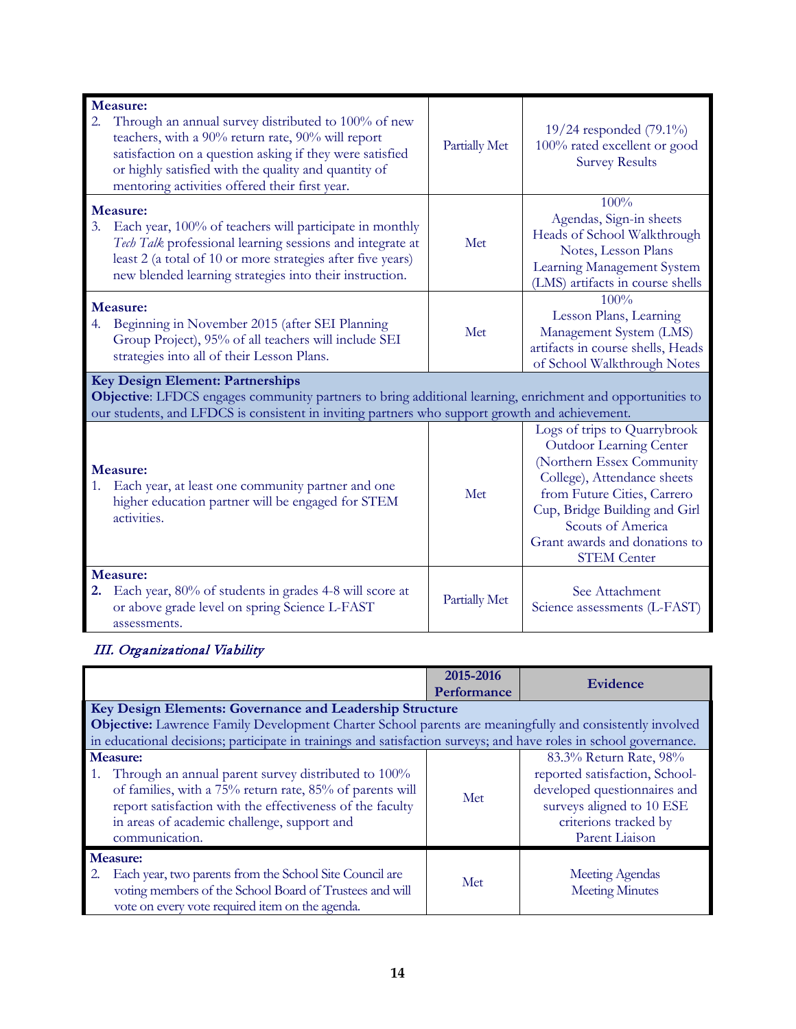| | | |
|---|---|---|
| **Measure:**<br>2. Through an annual survey distributed to 100% of new teachers, with a 90% return rate, 90% will report satisfaction on a question asking if they were satisfied or highly satisfied with the quality and quantity of mentoring activities offered their first year. | Partially Met | 19/24 responded (79.1%)<br>100% rated excellent or good<br>Survey Results |
| **Measure:**<br>3. Each year, 100% of teachers will participate in monthly *Tech Talk* professional learning sessions and integrate at least 2 (a total of 10 or more strategies after five years) new blended learning strategies into their instruction. | Met | 100%<br>Agendas, Sign-in sheets<br>Heads of School Walkthrough Notes, Lesson Plans<br>Learning Management System (LMS) artifacts in course shells |
| **Measure:**<br>4. Beginning in November 2015 (after SEI Planning Group Project), 95% of all teachers will include SEI strategies into all of their Lesson Plans. | Met | 100%<br>Lesson Plans, Learning Management System (LMS) artifacts in course shells, Heads of School Walkthrough Notes |
| **Key Design Element: Partnerships**<br>**Objective**: LFDCS engages community partners to bring additional learning, enrichment and opportunities to our students, and LFDCS is consistent in inviting partners who support growth and achievement. | | |
| **Measure:**<br>1. Each year, at least one community partner and one higher education partner will be engaged for STEM activities. | Met | Logs of trips to Quarrybrook Outdoor Learning Center (Northern Essex Community College), Attendance sheets from Future Cities, Carrero Cup, Bridge Building and Girl Scouts of America<br>Grant awards and donations to STEM Center |
| **Measure:**<br>**2.** Each year, 80% of students in grades 4-8 will score at or above grade level on spring Science L-FAST assessments. | Partially Met | See Attachment<br>Science assessments (L-FAST) |

### *III. Organizational Viability*

| | 2015-2016 Performance | Evidence |
|---|---|---|
| **Key Design Elements: Governance and Leadership Structure**<br>**Objective:** Lawrence Family Development Charter School parents are meaningfully and consistently involved in educational decisions; participate in trainings and satisfaction surveys; and have roles in school governance. | | |
| **Measure:**<br>1. Through an annual parent survey distributed to 100% of families, with a 75% return rate, 85% of parents will report satisfaction with the effectiveness of the faculty in areas of academic challenge, support and communication. | Met | 83.3% Return Rate, 98% reported satisfaction, School-developed questionnaires and surveys aligned to 10 ESE criterions tracked by Parent Liaison |
| **Measure:**<br>2. Each year, two parents from the School Site Council are voting members of the School Board of Trustees and will vote on every vote required item on the agenda. | Met | Meeting Agendas<br>Meeting Minutes |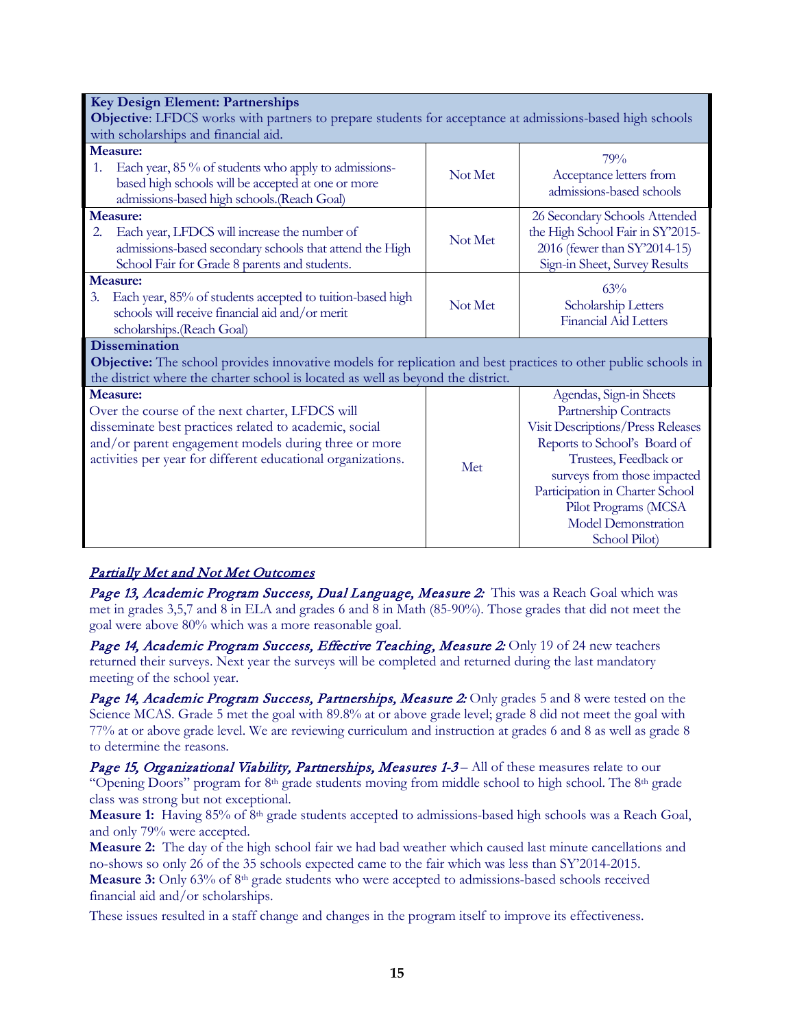| **Key Design Element: Partnerships**<br>**Objective**: LFDCS works with partners to prepare students for acceptance at admissions-based high schools with scholarships and financial aid. | | |
|---|---|---|
| **Measure:**<br>1. Each year, 85 % of students who apply to admissions-based high schools will be accepted at one or more admissions-based high schools.(Reach Goal) | Not Met | 79%<br>Acceptance letters from admissions-based schools |
| **Measure:**<br>2. Each year, LFDCS will increase the number of admissions-based secondary schools that attend the High School Fair for Grade 8 parents and students. | Not Met | 26 Secondary Schools Attended the High School Fair in SY'2015-2016 (fewer than SY'2014-15)<br>Sign-in Sheet, Survey Results |
| **Measure:**<br>3. Each year, 85% of students accepted to tuition-based high schools will receive financial aid and/or merit scholarships.(Reach Goal) | Not Met | 63%<br>Scholarship Letters<br>Financial Aid Letters |
| **Dissemination**<br>**Objective:** The school provides innovative models for replication and best practices to other public schools in the district where the charter school is located as well as beyond the district. | | |
| **Measure:**<br>Over the course of the next charter, LFDCS will disseminate best practices related to academic, social and/or parent engagement models during three or more activities per year for different educational organizations. | Met | Agendas, Sign-in Sheets<br>Partnership Contracts<br>Visit Descriptions/Press Releases<br>Reports to School's Board of Trustees, Feedback or surveys from those impacted<br>Participation in Charter School Pilot Programs (MCSA Model Demonstration School Pilot) |

*__Partially Met and Not Met Outcomes__*

*Page 13, Academic Program Success, Dual Language, Measure 2:* This was a Reach Goal which was met in grades 3,5,7 and 8 in ELA and grades 6 and 8 in Math (85-90%). Those grades that did not meet the goal were above 80% which was a more reasonable goal.

*Page 14, Academic Program Success, Effective Teaching, Measure 2:* Only 19 of 24 new teachers returned their surveys. Next year the surveys will be completed and returned during the last mandatory meeting of the school year.

*Page 14, Academic Program Success, Partnerships, Measure 2:* Only grades 5 and 8 were tested on the Science MCAS. Grade 5 met the goal with 89.8% at or above grade level; grade 8 did not meet the goal with 77% at or above grade level. We are reviewing curriculum and instruction at grades 6 and 8 as well as grade 8 to determine the reasons.

*Page 15, Organizational Viability, Partnerships, Measures 1-3* – All of these measures relate to our "Opening Doors" program for 8th grade students moving from middle school to high school. The 8th grade class was strong but not exceptional.

**Measure 1:** Having 85% of 8th grade students accepted to admissions-based high schools was a Reach Goal, and only 79% were accepted.

**Measure 2:** The day of the high school fair we had bad weather which caused last minute cancellations and no-shows so only 26 of the 35 schools expected came to the fair which was less than SY'2014-2015.

**Measure 3:** Only 63% of 8th grade students who were accepted to admissions-based schools received financial aid and/or scholarships.

These issues resulted in a staff change and changes in the program itself to improve its effectiveness.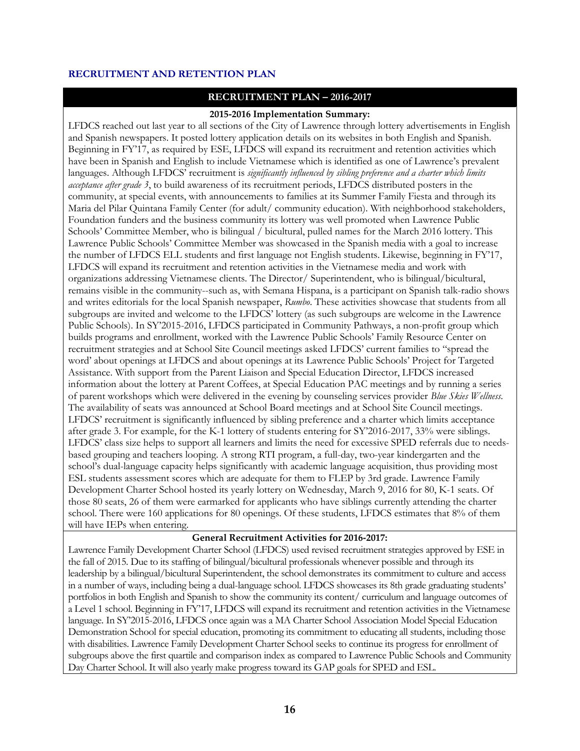## RECRUITMENT AND RETENTION PLAN

### RECRUITMENT PLAN – 2016-2017

**2015-2016 Implementation Summary:**

LFDCS reached out last year to all sections of the City of Lawrence through lottery advertisements in English and Spanish newspapers. It posted lottery application details on its websites in both English and Spanish. Beginning in FY'17, as required by ESE, LFDCS will expand its recruitment and retention activities which have been in Spanish and English to include Vietnamese which is identified as one of Lawrence's prevalent languages. Although LFDCS' recruitment is *significantly influenced by sibling preference and a charter which limits acceptance after grade 3*, to build awareness of its recruitment periods, LFDCS distributed posters in the community, at special events, with announcements to families at its Summer Family Fiesta and through its Maria del Pilar Quintana Family Center (for adult/ community education). With neighborhood stakeholders, Foundation funders and the business community its lottery was well promoted when Lawrence Public Schools' Committee Member, who is bilingual / bicultural, pulled names for the March 2016 lottery. This Lawrence Public Schools' Committee Member was showcased in the Spanish media with a goal to increase the number of LFDCS ELL students and first language not English students. Likewise, beginning in FY'17, LFDCS will expand its recruitment and retention activities in the Vietnamese media and work with organizations addressing Vietnamese clients. The Director/ Superintendent, who is bilingual/bicultural, remains visible in the community--such as, with Semana Hispana, is a participant on Spanish talk-radio shows and writes editorials for the local Spanish newspaper, *Rumbo*. These activities showcase that students from all subgroups are invited and welcome to the LFDCS' lottery (as such subgroups are welcome in the Lawrence Public Schools). In SY'2015-2016, LFDCS participated in Community Pathways, a non-profit group which builds programs and enrollment, worked with the Lawrence Public Schools' Family Resource Center on recruitment strategies and at School Site Council meetings asked LFDCS' current families to "spread the word' about openings at LFDCS and about openings at its Lawrence Public Schools' Project for Targeted Assistance. With support from the Parent Liaison and Special Education Director, LFDCS increased information about the lottery at Parent Coffees, at Special Education PAC meetings and by running a series of parent workshops which were delivered in the evening by counseling services provider *Blue Skies Wellness*. The availability of seats was announced at School Board meetings and at School Site Council meetings. LFDCS' recruitment is significantly influenced by sibling preference and a charter which limits acceptance after grade 3. For example, for the K-1 lottery of students entering for SY'2016-2017, 33% were siblings. LFDCS' class size helps to support all learners and limits the need for excessive SPED referrals due to needs-based grouping and teachers looping. A strong RTI program, a full-day, two-year kindergarten and the school's dual-language capacity helps significantly with academic language acquisition, thus providing most ESL students assessment scores which are adequate for them to FLEP by 3rd grade. Lawrence Family Development Charter School hosted its yearly lottery on Wednesday, March 9, 2016 for 80, K-1 seats. Of those 80 seats, 26 of them were earmarked for applicants who have siblings currently attending the charter school. There were 160 applications for 80 openings. Of these students, LFDCS estimates that 8% of them will have IEPs when entering.

**General Recruitment Activities for 2016-2017:**

Lawrence Family Development Charter School (LFDCS) used revised recruitment strategies approved by ESE in the fall of 2015. Due to its staffing of bilingual/bicultural professionals whenever possible and through its leadership by a bilingual/bicultural Superintendent, the school demonstrates its commitment to culture and access in a number of ways, including being a dual-language school. LFDCS showcases its 8th grade graduating students' portfolios in both English and Spanish to show the community its content/ curriculum and language outcomes of a Level 1 school. Beginning in FY'17, LFDCS will expand its recruitment and retention activities in the Vietnamese language. In SY'2015-2016, LFDCS once again was a MA Charter School Association Model Special Education Demonstration School for special education, promoting its commitment to educating all students, including those with disabilities. Lawrence Family Development Charter School seeks to continue its progress for enrollment of subgroups above the first quartile and comparison index as compared to Lawrence Public Schools and Community Day Charter School. It will also yearly make progress toward its GAP goals for SPED and ESL.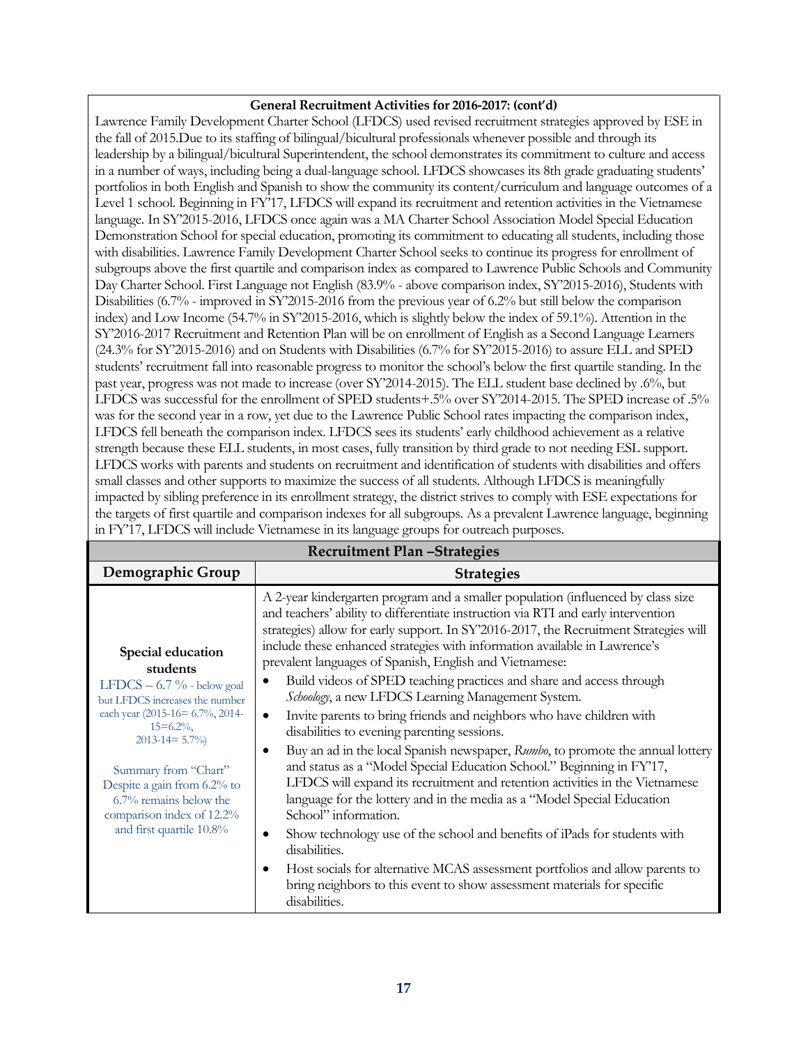**General Recruitment Activities for 2016-2017: (cont'd)**

Lawrence Family Development Charter School (LFDCS) used revised recruitment strategies approved by ESE in the fall of 2015.Due to its staffing of bilingual/bicultural professionals whenever possible and through its leadership by a bilingual/bicultural Superintendent, the school demonstrates its commitment to culture and access in a number of ways, including being a dual-language school. LFDCS showcases its 8th grade graduating students' portfolios in both English and Spanish to show the community its content/curriculum and language outcomes of a Level 1 school. Beginning in FY'17, LFDCS will expand its recruitment and retention activities in the Vietnamese language. In SY'2015-2016, LFDCS once again was a MA Charter School Association Model Special Education Demonstration School for special education, promoting its commitment to educating all students, including those with disabilities. Lawrence Family Development Charter School seeks to continue its progress for enrollment of subgroups above the first quartile and comparison index as compared to Lawrence Public Schools and Community Day Charter School. First Language not English (83.9% - above comparison index, SY'2015-2016), Students with Disabilities (6.7% - improved in SY'2015-2016 from the previous year of 6.2% but still below the comparison index) and Low Income (54.7% in SY'2015-2016, which is slightly below the index of 59.1%). Attention in the SY'2016-2017 Recruitment and Retention Plan will be on enrollment of English as a Second Language Learners (24.3% for SY'2015-2016) and on Students with Disabilities (6.7% for SY'2015-2016) to assure ELL and SPED students' recruitment fall into reasonable progress to monitor the school's below the first quartile standing. In the past year, progress was not made to increase (over SY'2014-2015). The ELL student base declined by .6%, but LFDCS was successful for the enrollment of SPED students+.5% over SY'2014-2015. The SPED increase of .5% was for the second year in a row, yet due to the Lawrence Public School rates impacting the comparison index, LFDCS fell beneath the comparison index. LFDCS sees its students' early childhood achievement as a relative strength because these ELL students, in most cases, fully transition by third grade to not needing ESL support. LFDCS works with parents and students on recruitment and identification of students with disabilities and offers small classes and other supports to maximize the success of all students. Although LFDCS is meaningfully impacted by sibling preference in its enrollment strategy, the district strives to comply with ESE expectations for the targets of first quartile and comparison indexes for all subgroups. As a prevalent Lawrence language, beginning in FY'17, LFDCS will include Vietnamese in its language groups for outreach purposes.

| **Recruitment Plan –Strategies** | |
|---|---|
| **Demographic Group** | **Strategies** |
| **Special education students**<br>LFDCS – 6.7 % - below goal but LFDCS increases the number each year (2015-16= 6.7%, 2014-15=6.2%, 2013-14= 5.7%)<br><br>Summary from "Chart" Despite a gain from 6.2% to 6.7% remains below the comparison index of 12.2% and first quartile 10.8% | A 2-year kindergarten program and a smaller population (influenced by class size and teachers' ability to differentiate instruction via RTI and early intervention strategies) allow for early support. In SY'2016-2017, the Recruitment Strategies will include these enhanced strategies with information available in Lawrence's prevalent languages of Spanish, English and Vietnamese:<br>• Build videos of SPED teaching practices and share and access through *Schoology*, a new LFDCS Learning Management System.<br>• Invite parents to bring friends and neighbors who have children with disabilities to evening parenting sessions.<br>• Buy an ad in the local Spanish newspaper, *Rumbo*, to promote the annual lottery and status as a "Model Special Education School." Beginning in FY'17, LFDCS will expand its recruitment and retention activities in the Vietnamese language for the lottery and in the media as a "Model Special Education School" information.<br>• Show technology use of the school and benefits of iPads for students with disabilities.<br>• Host socials for alternative MCAS assessment portfolios and allow parents to bring neighbors to this event to show assessment materials for specific disabilities. |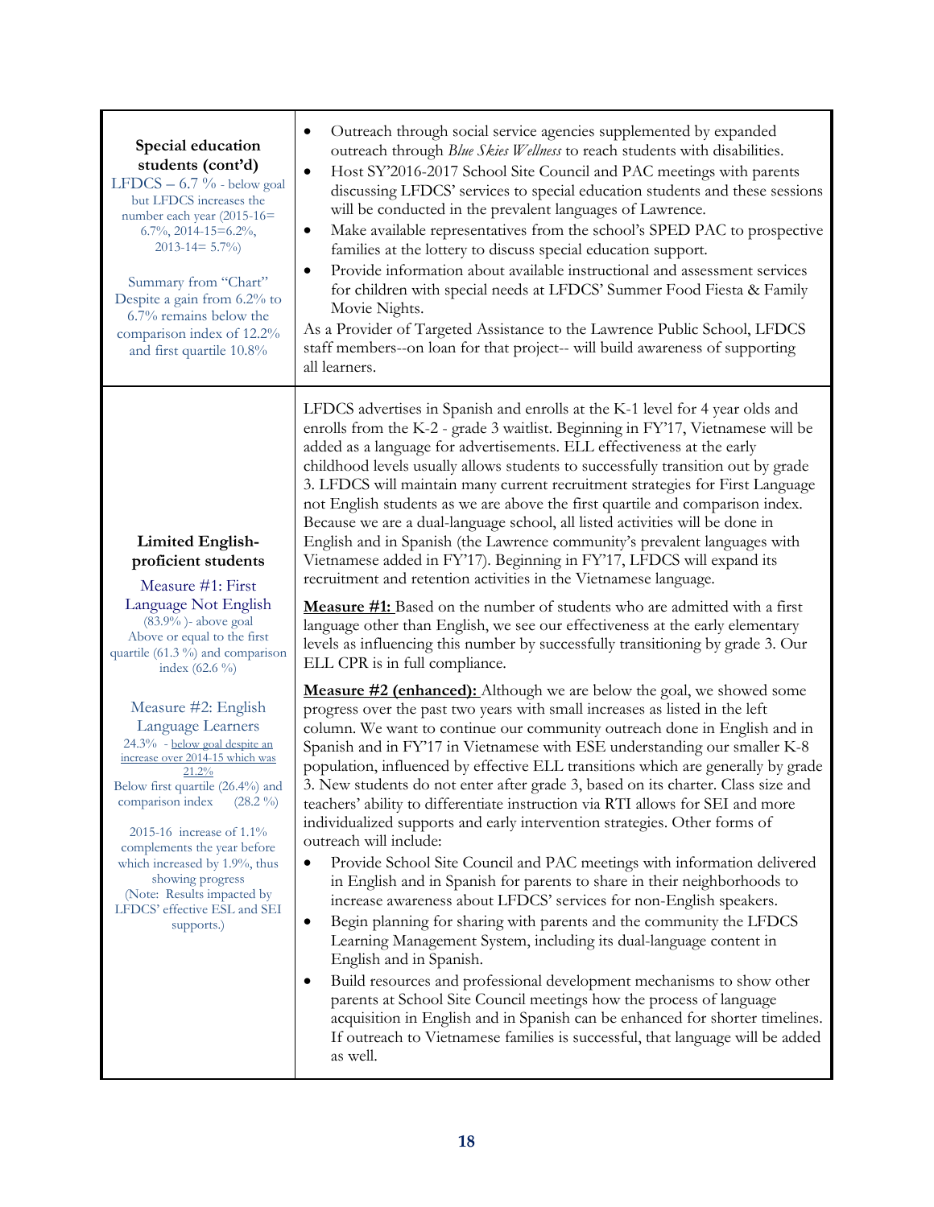| | |
|---|---|
| **Special education students (cont'd)**<br>LFDCS – 6.7 % - below goal but LFDCS increases the number each year (2015-16= 6.7%, 2014-15=6.2%, 2013-14= 5.7%)<br><br>Summary from "Chart" Despite a gain from 6.2% to 6.7% remains below the comparison index of 12.2% and first quartile 10.8% | • Outreach through social service agencies supplemented by expanded outreach through *Blue Skies Wellness* to reach students with disabilities.<br>• Host SY'2016-2017 School Site Council and PAC meetings with parents discussing LFDCS' services to special education students and these sessions will be conducted in the prevalent languages of Lawrence.<br>• Make available representatives from the school's SPED PAC to prospective families at the lottery to discuss special education support.<br>• Provide information about available instructional and assessment services for children with special needs at LFDCS' Summer Food Fiesta & Family Movie Nights.<br>As a Provider of Targeted Assistance to the Lawrence Public School, LFDCS staff members--on loan for that project-- will build awareness of supporting all learners. |
| **Limited English-proficient students**<br><br>Measure #1: First Language Not English<br>(83.9% )- above goal<br>Above or equal to the first quartile (61.3 %) and comparison index (62.6 %)<br><br>Measure #2: English Language Learners<br>24.3% - below goal despite an increase over 2014-15 which was 21.2%<br>Below first quartile (26.4%) and comparison index (28.2 %)<br><br>2015-16 increase of 1.1% complements the year before which increased by 1.9%, thus showing progress<br>(Note: Results impacted by LFDCS' effective ESL and SEI supports.) | LFDCS advertises in Spanish and enrolls at the K-1 level for 4 year olds and enrolls from the K-2 - grade 3 waitlist. Beginning in FY'17, Vietnamese will be added as a language for advertisements. ELL effectiveness at the early childhood levels usually allows students to successfully transition out by grade 3. LFDCS will maintain many current recruitment strategies for First Language not English students as we are above the first quartile and comparison index. Because we are a dual-language school, all listed activities will be done in English and in Spanish (the Lawrence community's prevalent languages with Vietnamese added in FY'17). Beginning in FY'17, LFDCS will expand its recruitment and retention activities in the Vietnamese language.<br><br>**Measure #1:** Based on the number of students who are admitted with a first language other than English, we see our effectiveness at the early elementary levels as influencing this number by successfully transitioning by grade 3. Our ELL CPR is in full compliance.<br><br>**Measure #2 (enhanced):** Although we are below the goal, we showed some progress over the past two years with small increases as listed in the left column. We want to continue our community outreach done in English and in Spanish and in FY'17 in Vietnamese with ESE understanding our smaller K-8 population, influenced by effective ELL transitions which are generally by grade 3. New students do not enter after grade 3, based on its charter. Class size and teachers' ability to differentiate instruction via RTI allows for SEI and more individualized supports and early intervention strategies. Other forms of outreach will include:<br>• Provide School Site Council and PAC meetings with information delivered in English and in Spanish for parents to share in their neighborhoods to increase awareness about LFDCS' services for non-English speakers.<br>• Begin planning for sharing with parents and the community the LFDCS Learning Management System, including its dual-language content in English and in Spanish.<br>• Build resources and professional development mechanisms to show other parents at School Site Council meetings how the process of language acquisition in English and in Spanish can be enhanced for shorter timelines. If outreach to Vietnamese families is successful, that language will be added as well. |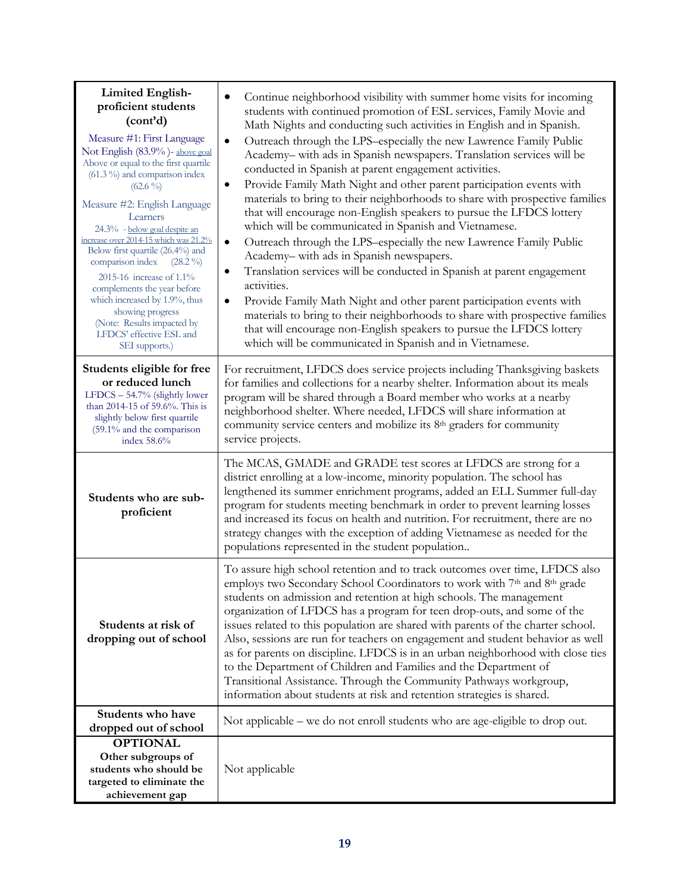| **Limited English-proficient students (cont'd)**<br><br>Measure #1: First Language Not English (83.9% )- above goal Above or equal to the first quartile (61.3 %) and comparison index (62.6 %)<br><br>Measure #2: English Language Learners<br>24.3% - below goal despite an increase over 2014-15 which was 21.2% Below first quartile (26.4%) and comparison index (28.2 %)<br>2015-16 increase of 1.1% complements the year before which increased by 1.9%, thus showing progress<br>(Note: Results impacted by LFDCS' effective ESL and SEI supports.) | • Continue neighborhood visibility with summer home visits for incoming students with continued promotion of ESL services, Family Movie and Math Nights and conducting such activities in English and in Spanish.<br>• Outreach through the LPS–especially the new Lawrence Family Public Academy– with ads in Spanish newspapers. Translation services will be conducted in Spanish at parent engagement activities.<br>• Provide Family Math Night and other parent participation events with materials to bring to their neighborhoods to share with prospective families that will encourage non-English speakers to pursue the LFDCS lottery which will be communicated in Spanish and Vietnamese.<br>• Outreach through the LPS–especially the new Lawrence Family Public Academy– with ads in Spanish newspapers.<br>• Translation services will be conducted in Spanish at parent engagement activities.<br>• Provide Family Math Night and other parent participation events with materials to bring to their neighborhoods to share with prospective families that will encourage non-English speakers to pursue the LFDCS lottery which will be communicated in Spanish and in Vietnamese. |
|---|---|
| **Students eligible for free or reduced lunch**<br>LFDCS – 54.7% (slightly lower than 2014-15 of 59.6%. This is slightly below first quartile (59.1% and the comparison index 58.6% | For recruitment, LFDCS does service projects including Thanksgiving baskets for families and collections for a nearby shelter. Information about its meals program will be shared through a Board member who works at a nearby neighborhood shelter. Where needed, LFDCS will share information at community service centers and mobilize its 8th graders for community service projects. |
| **Students who are sub-proficient** | The MCAS, GMADE and GRADE test scores at LFDCS are strong for a district enrolling at a low-income, minority population. The school has lengthened its summer enrichment programs, added an ELL Summer full-day program for students meeting benchmark in order to prevent learning losses and increased its focus on health and nutrition. For recruitment, there are no strategy changes with the exception of adding Vietnamese as needed for the populations represented in the student population.. |
| **Students at risk of dropping out of school** | To assure high school retention and to track outcomes over time, LFDCS also employs two Secondary School Coordinators to work with 7th and 8th grade students on admission and retention at high schools. The management organization of LFDCS has a program for teen drop-outs, and some of the issues related to this population are shared with parents of the charter school. Also, sessions are run for teachers on engagement and student behavior as well as for parents on discipline. LFDCS is in an urban neighborhood with close ties to the Department of Children and Families and the Department of Transitional Assistance. Through the Community Pathways workgroup, information about students at risk and retention strategies is shared. |
| **Students who have dropped out of school** | Not applicable – we do not enroll students who are age-eligible to drop out. |
| **OPTIONAL**<br>**Other subgroups of students who should be targeted to eliminate the achievement gap** | Not applicable |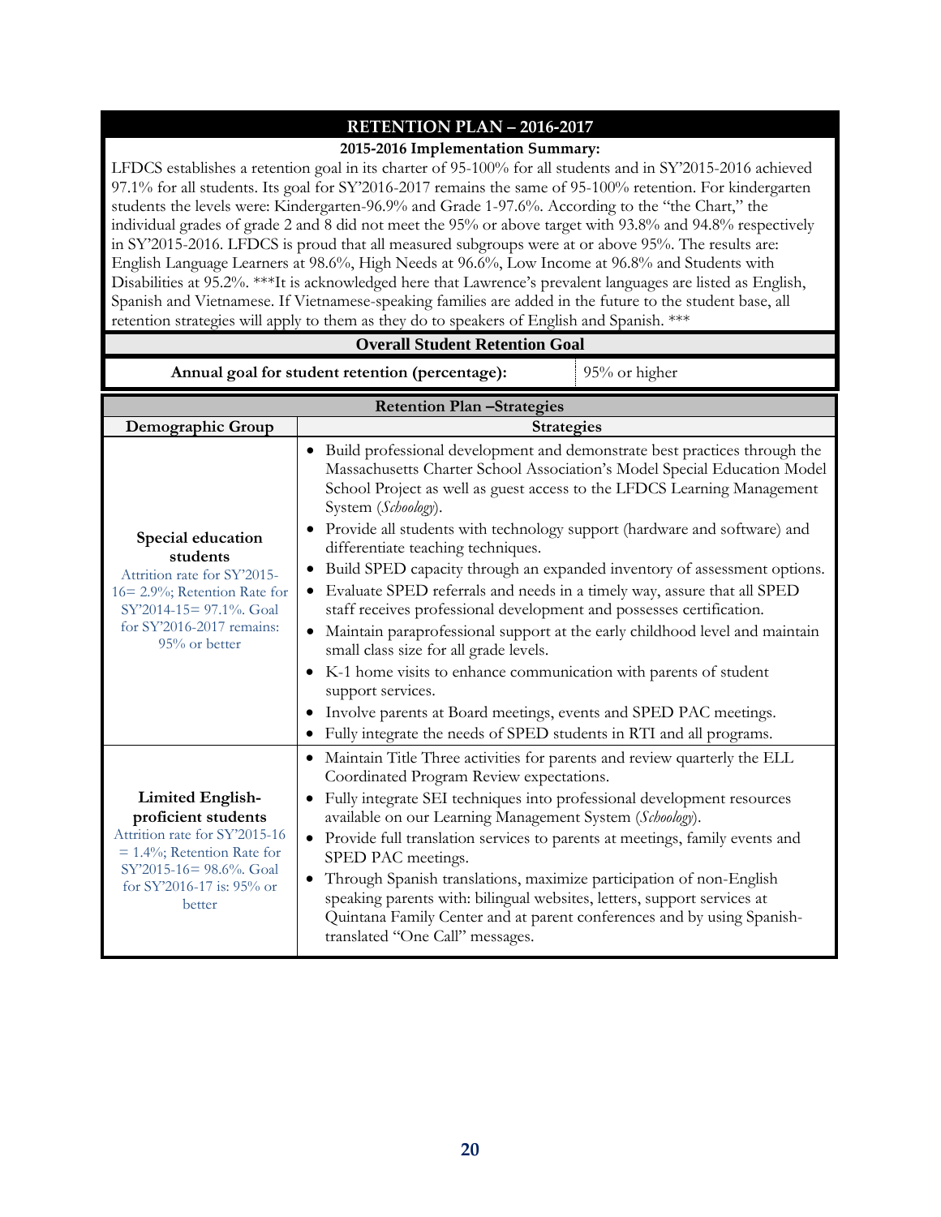## RETENTION PLAN – 2016-2017

**2015-2016 Implementation Summary:**

LFDCS establishes a retention goal in its charter of 95-100% for all students and in SY'2015-2016 achieved 97.1% for all students. Its goal for SY'2016-2017 remains the same of 95-100% retention. For kindergarten students the levels were: Kindergarten-96.9% and Grade 1-97.6%. According to the "the Chart," the individual grades of grade 2 and 8 did not meet the 95% or above target with 93.8% and 94.8% respectively in SY'2015-2016. LFDCS is proud that all measured subgroups were at or above 95%. The results are: English Language Learners at 98.6%, High Needs at 96.6%, Low Income at 96.8% and Students with Disabilities at 95.2%. ***It is acknowledged here that Lawrence's prevalent languages are listed as English, Spanish and Vietnamese. If Vietnamese-speaking families are added in the future to the student base, all retention strategies will apply to them as they do to speakers of English and Spanish. ***

**Overall Student Retention Goal**

| Annual goal for student retention (percentage): | 95% or higher |
|---|---|

**Retention Plan –Strategies**

| Demographic Group | Strategies |
|---|---|
| **Special education students**<br>Attrition rate for SY'2015-16= 2.9%; Retention Rate for SY'2014-15= 97.1%. Goal for SY'2016-2017 remains: 95% or better | • Build professional development and demonstrate best practices through the Massachusetts Charter School Association's Model Special Education Model School Project as well as guest access to the LFDCS Learning Management System (*Schoology*).<br>• Provide all students with technology support (hardware and software) and differentiate teaching techniques.<br>• Build SPED capacity through an expanded inventory of assessment options.<br>• Evaluate SPED referrals and needs in a timely way, assure that all SPED staff receives professional development and possesses certification.<br>• Maintain paraprofessional support at the early childhood level and maintain small class size for all grade levels.<br>• K-1 home visits to enhance communication with parents of student support services.<br>• Involve parents at Board meetings, events and SPED PAC meetings.<br>• Fully integrate the needs of SPED students in RTI and all programs. |
| **Limited English-proficient students**<br>Attrition rate for SY'2015-16 = 1.4%; Retention Rate for SY'2015-16= 98.6%. Goal for SY'2016-17 is: 95% or better | • Maintain Title Three activities for parents and review quarterly the ELL Coordinated Program Review expectations.<br>• Fully integrate SEI techniques into professional development resources available on our Learning Management System (*Schoology*).<br>• Provide full translation services to parents at meetings, family events and SPED PAC meetings.<br>• Through Spanish translations, maximize participation of non-English speaking parents with: bilingual websites, letters, support services at Quintana Family Center and at parent conferences and by using Spanish-translated "One Call" messages. |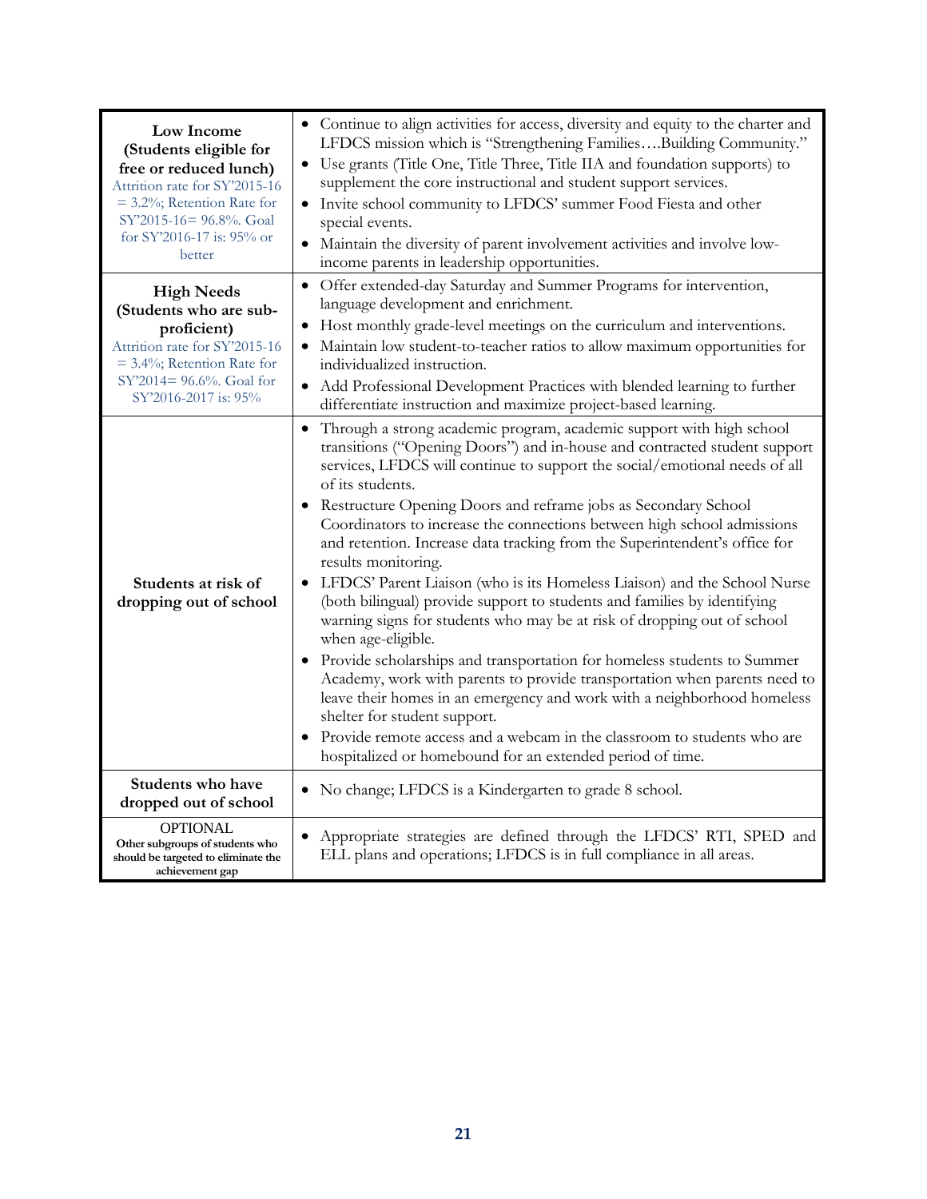| | |
|---|---|
| **Low Income (Students eligible for free or reduced lunch)** Attrition rate for SY'2015-16 = 3.2%; Retention Rate for SY'2015-16= 96.8%. Goal for SY'2016-17 is: 95% or better | • Continue to align activities for access, diversity and equity to the charter and LFDCS mission which is "Strengthening Families….Building Community." <br> • Use grants (Title One, Title Three, Title IIA and foundation supports) to supplement the core instructional and student support services. <br> • Invite school community to LFDCS' summer Food Fiesta and other special events. <br> • Maintain the diversity of parent involvement activities and involve low-income parents in leadership opportunities. |
| **High Needs (Students who are sub-proficient)** Attrition rate for SY'2015-16 = 3.4%; Retention Rate for SY'2014= 96.6%. Goal for SY'2016-2017 is: 95% | • Offer extended-day Saturday and Summer Programs for intervention, language development and enrichment. <br> • Host monthly grade-level meetings on the curriculum and interventions. <br> • Maintain low student-to-teacher ratios to allow maximum opportunities for individualized instruction. <br> • Add Professional Development Practices with blended learning to further differentiate instruction and maximize project-based learning. |
| **Students at risk of dropping out of school** | • Through a strong academic program, academic support with high school transitions ("Opening Doors") and in-house and contracted student support services, LFDCS will continue to support the social/emotional needs of all of its students. <br> • Restructure Opening Doors and reframe jobs as Secondary School Coordinators to increase the connections between high school admissions and retention. Increase data tracking from the Superintendent's office for results monitoring. <br> • LFDCS' Parent Liaison (who is its Homeless Liaison) and the School Nurse (both bilingual) provide support to students and families by identifying warning signs for students who may be at risk of dropping out of school when age-eligible. <br> • Provide scholarships and transportation for homeless students to Summer Academy, work with parents to provide transportation when parents need to leave their homes in an emergency and work with a neighborhood homeless shelter for student support. <br> • Provide remote access and a webcam in the classroom to students who are hospitalized or homebound for an extended period of time. |
| **Students who have dropped out of school** | • No change; LFDCS is a Kindergarten to grade 8 school. |
| OPTIONAL **Other subgroups of students who should be targeted to eliminate the achievement gap** | • Appropriate strategies are defined through the LFDCS' RTI, SPED and ELL plans and operations; LFDCS is in full compliance in all areas. |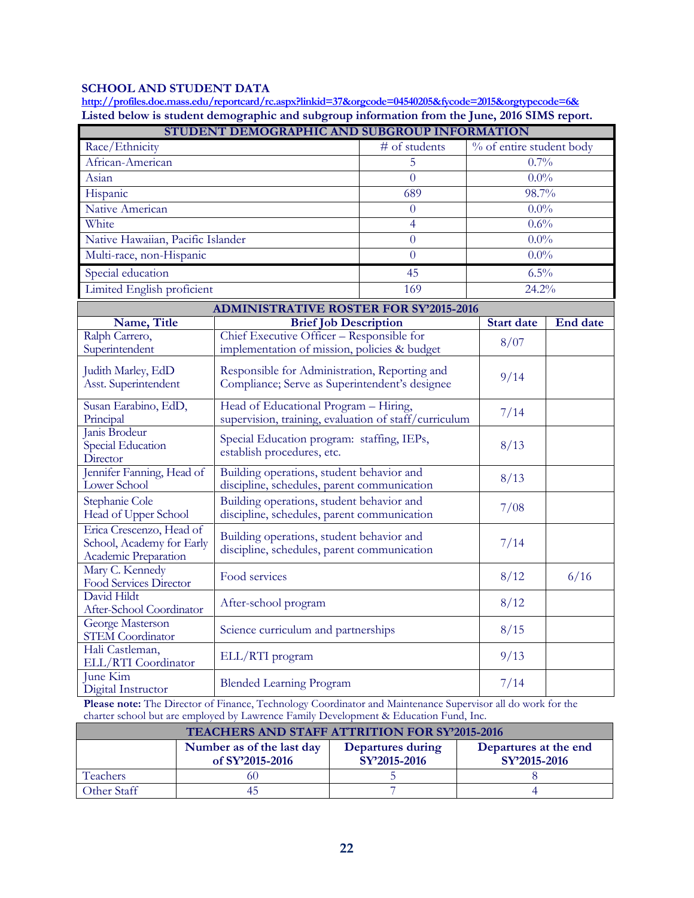## SCHOOL AND STUDENT DATA

http://profiles.doe.mass.edu/reportcard/rc.aspx?linkid=37&orgcode=04540205&fycode=2015&orgtypecode=6&

**Listed below is student demographic and subgroup information from the June, 2016 SIMS report.**

| STUDENT DEMOGRAPHIC AND SUBGROUP INFORMATION | | |
|---|---|---|
| Race/Ethnicity | # of students | % of entire student body |
| African-American | 5 | 0.7% |
| Asian | 0 | 0.0% |
| Hispanic | 689 | 98.7% |
| Native American | 0 | 0.0% |
| White | 4 | 0.6% |
| Native Hawaiian, Pacific Islander | 0 | 0.0% |
| Multi-race, non-Hispanic | 0 | 0.0% |
| Special education | 45 | 6.5% |
| Limited English proficient | 169 | 24.2% |

| ADMINISTRATIVE ROSTER FOR SY'2015-2016 | | | |
|---|---|---|---|
| **Name, Title** | **Brief Job Description** | **Start date** | **End date** |
| Ralph Carrero, Superintendent | Chief Executive Officer – Responsible for implementation of mission, policies & budget | 8/07 | |
| Judith Marley, EdD Asst. Superintendent | Responsible for Administration, Reporting and Compliance; Serve as Superintendent's designee | 9/14 | |
| Susan Earabino, EdD, Principal | Head of Educational Program – Hiring, supervision, training, evaluation of staff/curriculum | 7/14 | |
| Janis Brodeur Special Education Director | Special Education program: staffing, IEPs, establish procedures, etc. | 8/13 | |
| Jennifer Fanning, Head of Lower School | Building operations, student behavior and discipline, schedules, parent communication | 8/13 | |
| Stephanie Cole Head of Upper School | Building operations, student behavior and discipline, schedules, parent communication | 7/08 | |
| Erica Crescenzo, Head of School, Academy for Early Academic Preparation | Building operations, student behavior and discipline, schedules, parent communication | 7/14 | |
| Mary C. Kennedy Food Services Director | Food services | 8/12 | 6/16 |
| David Hildt After-School Coordinator | After-school program | 8/12 | |
| George Masterson STEM Coordinator | Science curriculum and partnerships | 8/15 | |
| Hali Castleman, ELL/RTI Coordinator | ELL/RTI program | 9/13 | |
| June Kim Digital Instructor | Blended Learning Program | 7/14 | |

**Please note:** The Director of Finance, Technology Coordinator and Maintenance Supervisor all do work for the charter school but are employed by Lawrence Family Development & Education Fund, Inc.

| TEACHERS AND STAFF ATTRITION FOR SY'2015-2016 | | | |
|---|---|---|---|
| | **Number as of the last day of SY'2015-2016** | **Departures during SY'2015-2016** | **Departures at the end SY'2015-2016** |
| Teachers | 60 | 5 | 8 |
| Other Staff | 45 | 7 | 4 |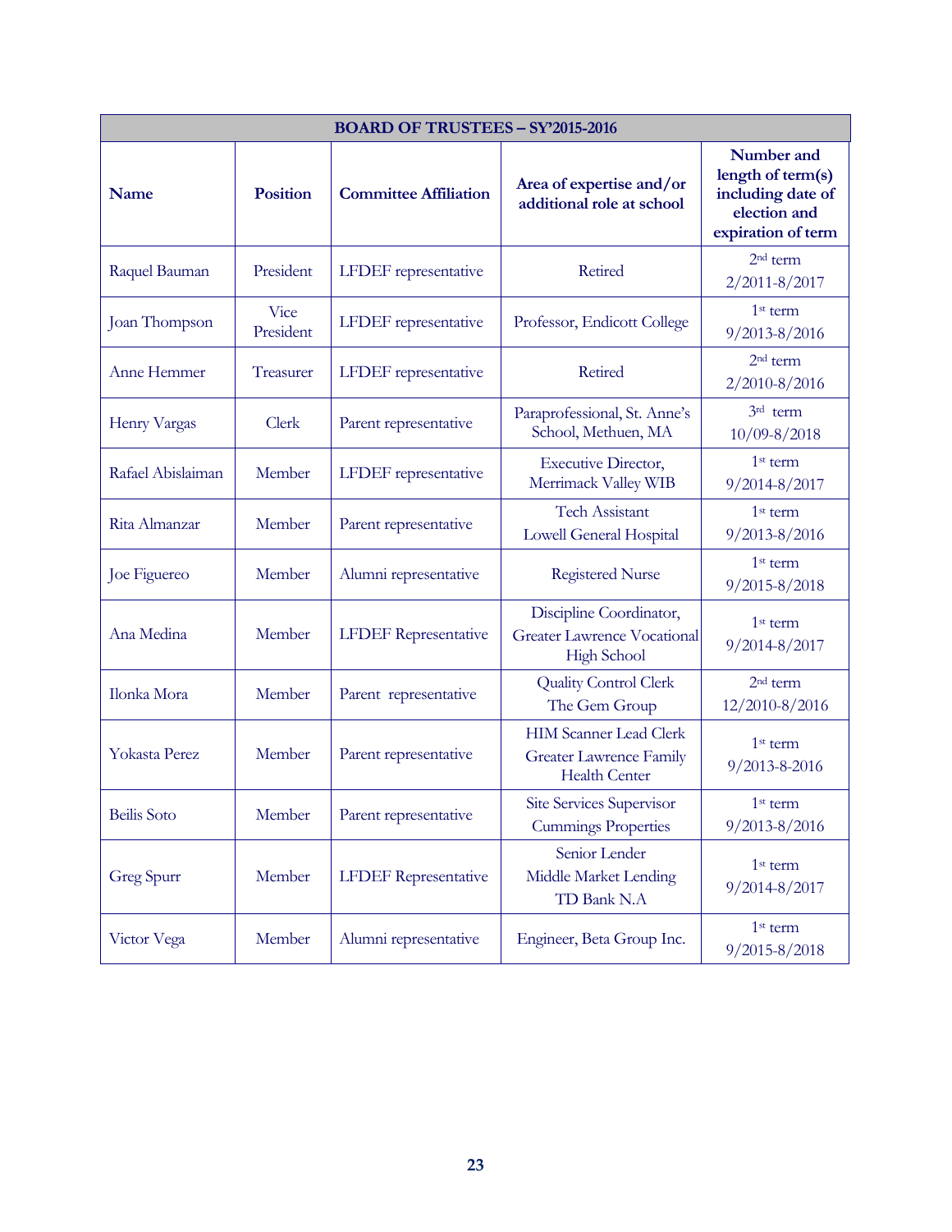| BOARD OF TRUSTEES – SY'2015-2016 | | | | |
|---|---|---|---|---|
| **Name** | **Position** | **Committee Affiliation** | **Area of expertise and/or additional role at school** | **Number and length of term(s) including date of election and expiration of term** |
| Raquel Bauman | President | LFDEF representative | Retired | 2nd term 2/2011-8/2017 |
| Joan Thompson | Vice President | LFDEF representative | Professor, Endicott College | 1st term 9/2013-8/2016 |
| Anne Hemmer | Treasurer | LFDEF representative | Retired | 2nd term 2/2010-8/2016 |
| Henry Vargas | Clerk | Parent representative | Paraprofessional, St. Anne's School, Methuen, MA | 3rd term 10/09-8/2018 |
| Rafael Abislaiman | Member | LFDEF representative | Executive Director, Merrimack Valley WIB | 1st term 9/2014-8/2017 |
| Rita Almanzar | Member | Parent representative | Tech Assistant Lowell General Hospital | 1st term 9/2013-8/2016 |
| Joe Figuereo | Member | Alumni representative | Registered Nurse | 1st term 9/2015-8/2018 |
| Ana Medina | Member | LFDEF Representative | Discipline Coordinator, Greater Lawrence Vocational High School | 1st term 9/2014-8/2017 |
| Ilonka Mora | Member | Parent representative | Quality Control Clerk The Gem Group | 2nd term 12/2010-8/2016 |
| Yokasta Perez | Member | Parent representative | HIM Scanner Lead Clerk Greater Lawrence Family Health Center | 1st term 9/2013-8-2016 |
| Beilis Soto | Member | Parent representative | Site Services Supervisor Cummings Properties | 1st term 9/2013-8/2016 |
| Greg Spurr | Member | LFDEF Representative | Senior Lender Middle Market Lending TD Bank N.A | 1st term 9/2014-8/2017 |
| Victor Vega | Member | Alumni representative | Engineer, Beta Group Inc. | 1st term 9/2015-8/2018 |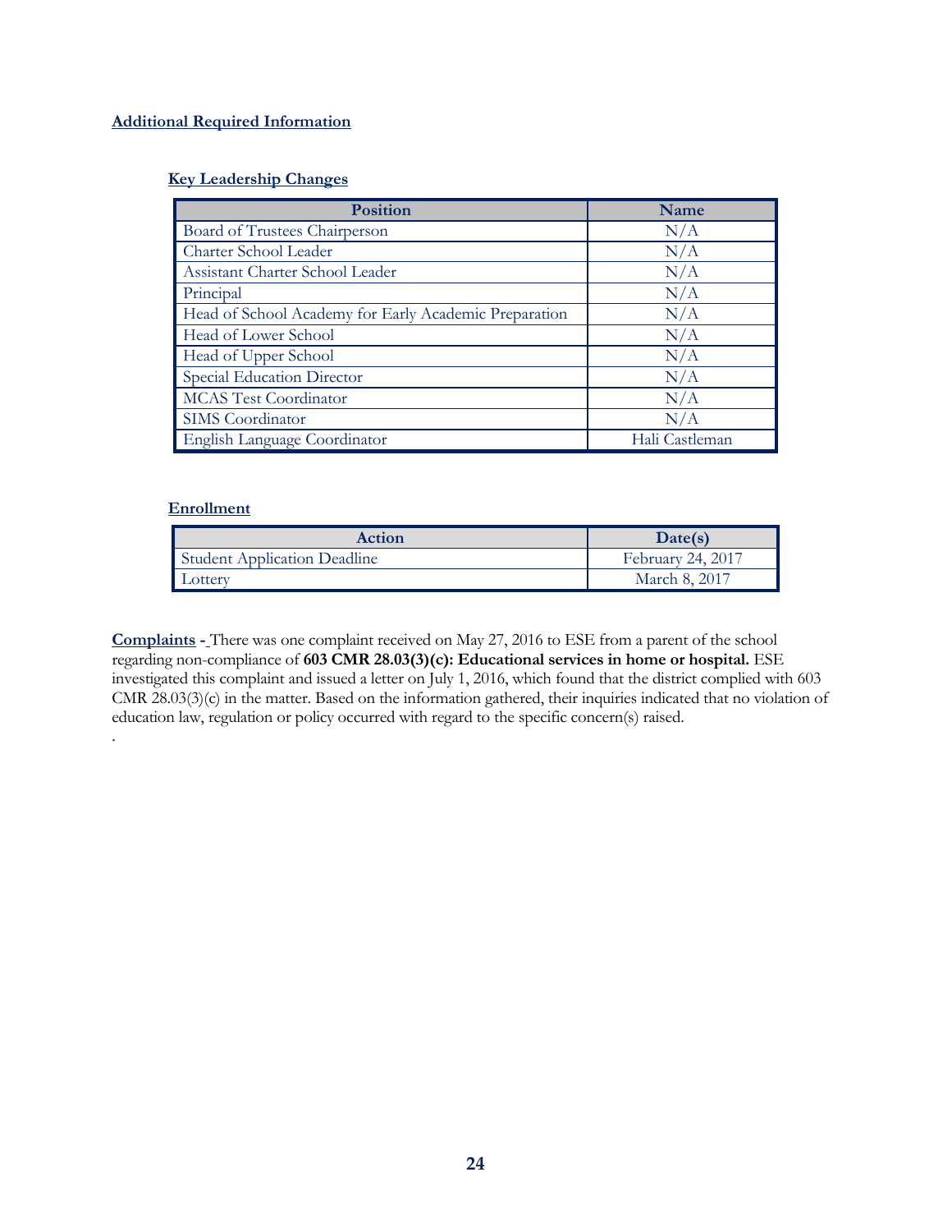## Additional Required Information

### Key Leadership Changes

| Position | Name |
|---|---|
| Board of Trustees Chairperson | N/A |
| Charter School Leader | N/A |
| Assistant Charter School Leader | N/A |
| Principal | N/A |
| Head of School Academy for Early Academic Preparation | N/A |
| Head of Lower School | N/A |
| Head of Upper School | N/A |
| Special Education Director | N/A |
| MCAS Test Coordinator | N/A |
| SIMS Coordinator | N/A |
| English Language Coordinator | Hali Castleman |

### Enrollment

| Action | Date(s) |
|---|---|
| Student Application Deadline | February 24, 2017 |
| Lottery | March 8, 2017 |

**Complaints -** There was one complaint received on May 27, 2016 to ESE from a parent of the school regarding non-compliance of **603 CMR 28.03(3)(c): Educational services in home or hospital.** ESE investigated this complaint and issued a letter on July 1, 2016, which found that the district complied with 603 CMR 28.03(3)(c) in the matter. Based on the information gathered, their inquiries indicated that no violation of education law, regulation or policy occurred with regard to the specific concern(s) raised.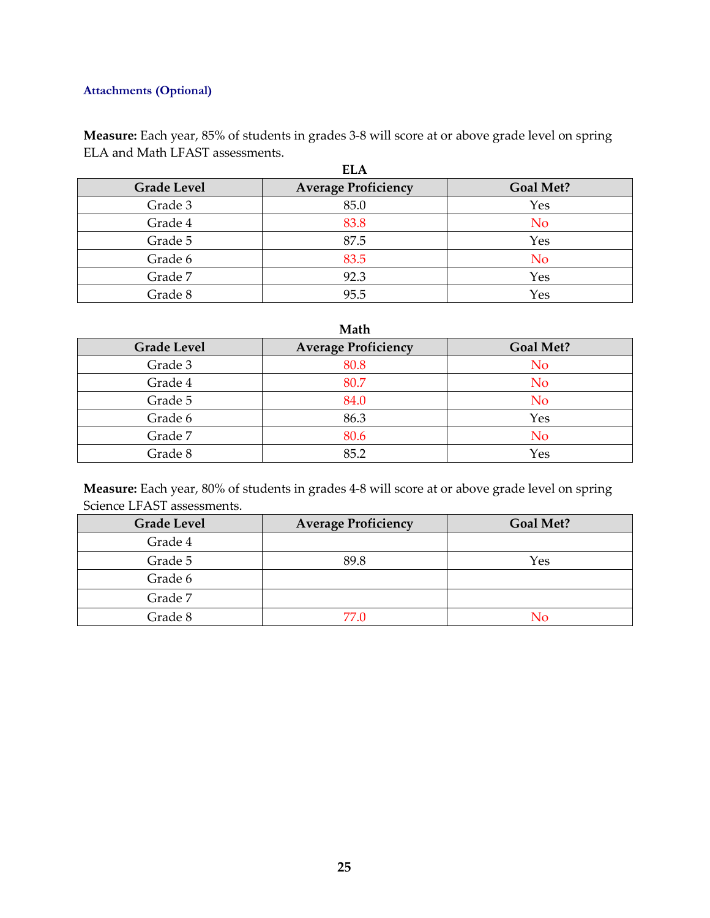### Attachments (Optional)

**Measure:** Each year, 85% of students in grades 3-8 will score at or above grade level on spring ELA and Math LFAST assessments.

**ELA**

| Grade Level | Average Proficiency | Goal Met? |
|---|---|---|
| Grade 3 | 85.0 | Yes |
| Grade 4 | 83.8 | No |
| Grade 5 | 87.5 | Yes |
| Grade 6 | 83.5 | No |
| Grade 7 | 92.3 | Yes |
| Grade 8 | 95.5 | Yes |

**Math**

| Grade Level | Average Proficiency | Goal Met? |
|---|---|---|
| Grade 3 | 80.8 | No |
| Grade 4 | 80.7 | No |
| Grade 5 | 84.0 | No |
| Grade 6 | 86.3 | Yes |
| Grade 7 | 80.6 | No |
| Grade 8 | 85.2 | Yes |

**Measure:** Each year, 80% of students in grades 4-8 will score at or above grade level on spring Science LFAST assessments.

| Grade Level | Average Proficiency | Goal Met? |
|---|---|---|
| Grade 4 | | |
| Grade 5 | 89.8 | Yes |
| Grade 6 | | |
| Grade 7 | | |
| Grade 8 | 77.0 | No |